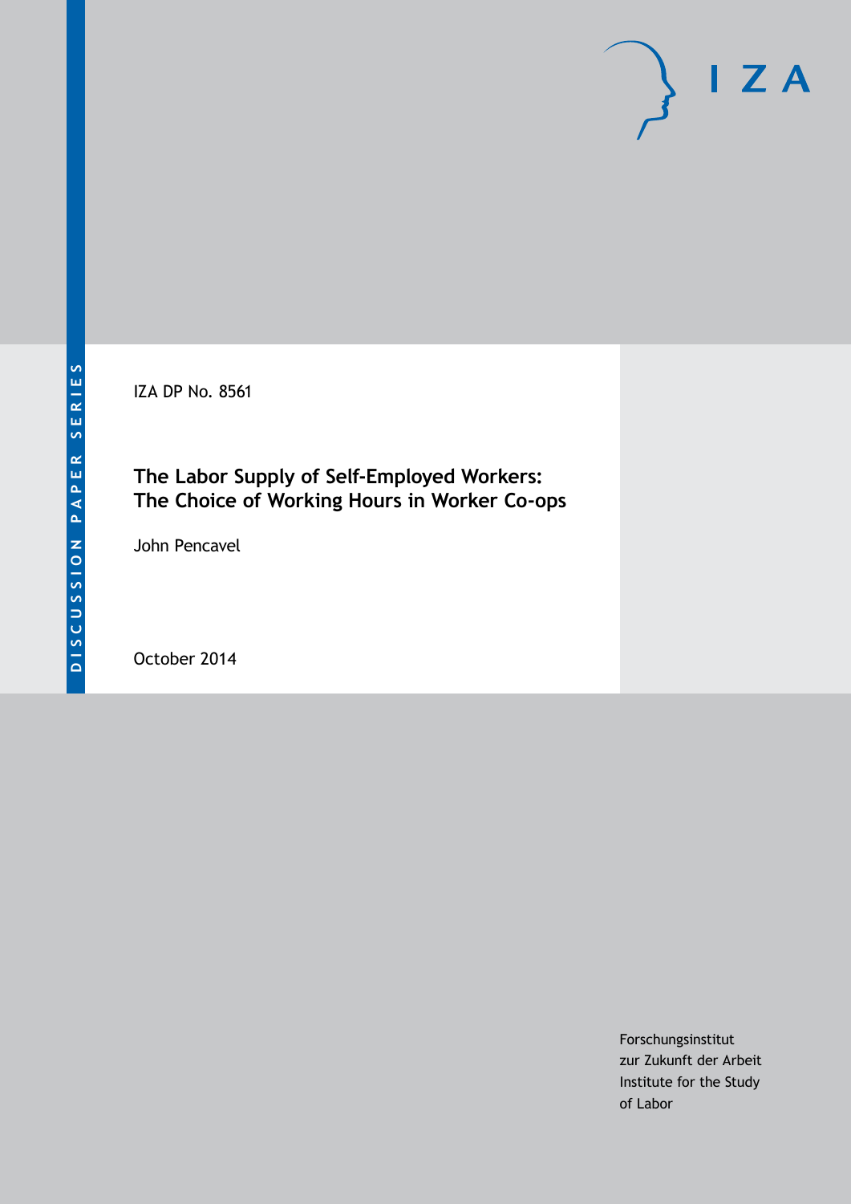DISCUSSION PAPER SERIES

IZA

IZA DP No. 8561

# The Labor Supply of Self-Employed Workers: The Choice of Working Hours in Worker Co-ops

John Pencavel

October 2014

Forschungsinstitut
zur Zukunft der Arbeit
Institute for the Study
of Labor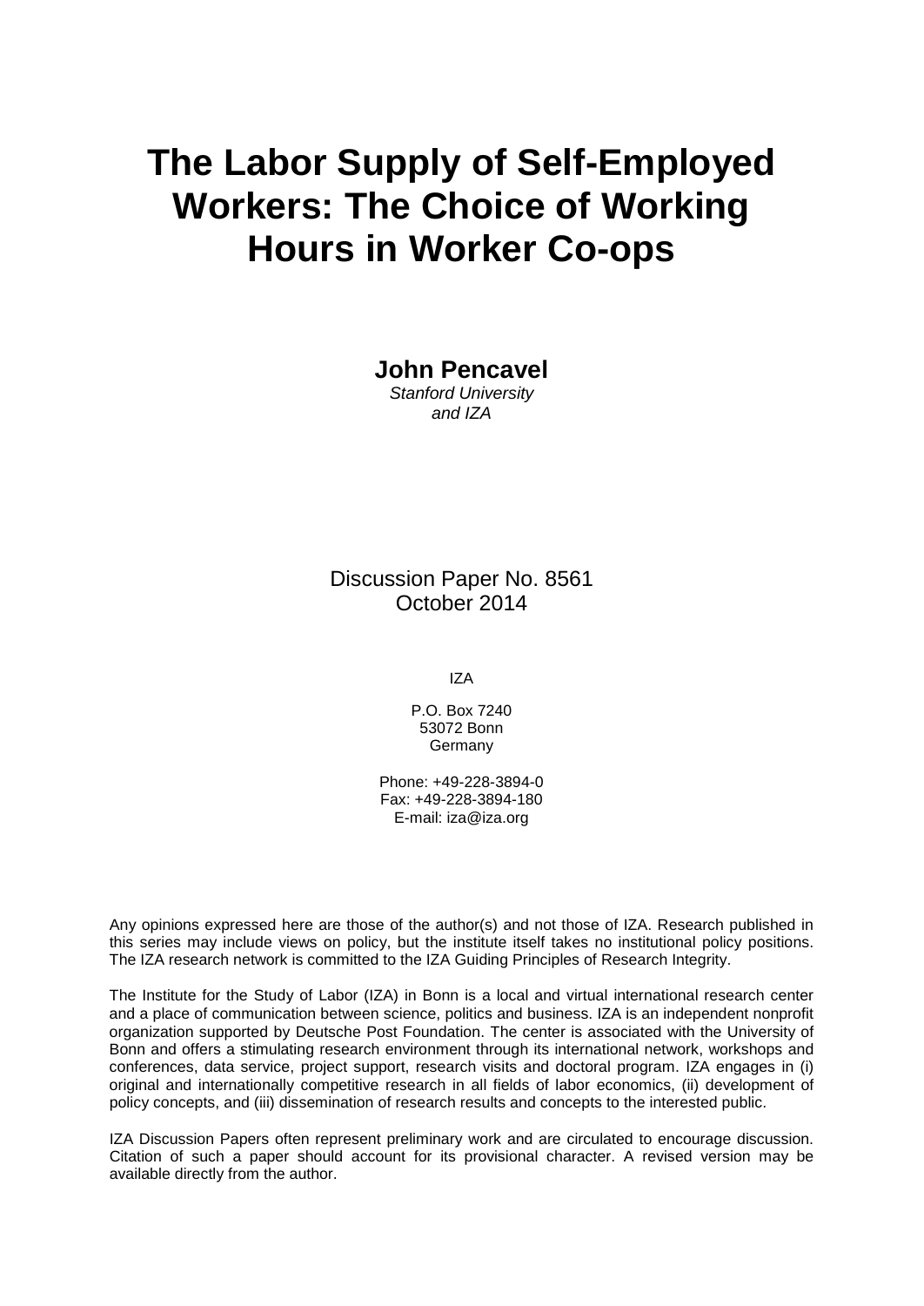# The Labor Supply of Self-Employed Workers: The Choice of Working Hours in Worker Co-ops

**John Pencavel**
*Stanford University*
*and IZA*

Discussion Paper No. 8561
October 2014

IZA

P.O. Box 7240
53072 Bonn
Germany

Phone: +49-228-3894-0
Fax: +49-228-3894-180
E-mail: iza@iza.org

Any opinions expressed here are those of the author(s) and not those of IZA. Research published in this series may include views on policy, but the institute itself takes no institutional policy positions. The IZA research network is committed to the IZA Guiding Principles of Research Integrity.

The Institute for the Study of Labor (IZA) in Bonn is a local and virtual international research center and a place of communication between science, politics and business. IZA is an independent nonprofit organization supported by Deutsche Post Foundation. The center is associated with the University of Bonn and offers a stimulating research environment through its international network, workshops and conferences, data service, project support, research visits and doctoral program. IZA engages in (i) original and internationally competitive research in all fields of labor economics, (ii) development of policy concepts, and (iii) dissemination of research results and concepts to the interested public.

IZA Discussion Papers often represent preliminary work and are circulated to encourage discussion. Citation of such a paper should account for its provisional character. A revised version may be available directly from the author.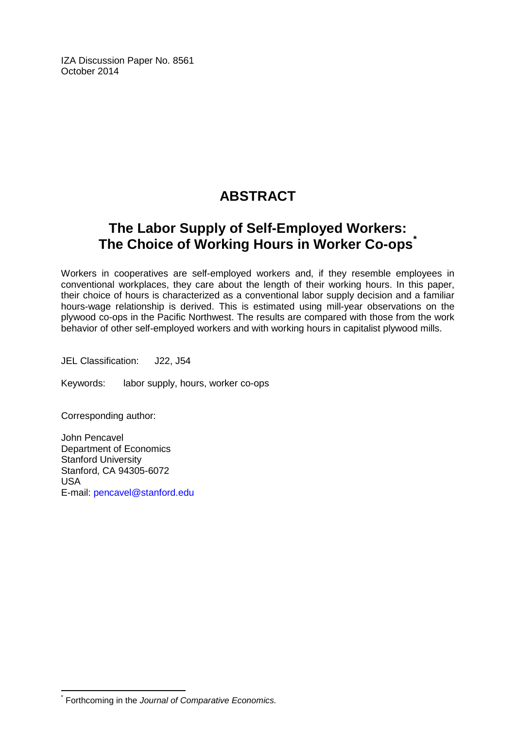IZA Discussion Paper No. 8561
October 2014

# ABSTRACT

## The Labor Supply of Self-Employed Workers: The Choice of Working Hours in Worker Co-ops*

Workers in cooperatives are self-employed workers and, if they resemble employees in conventional workplaces, they care about the length of their working hours. In this paper, their choice of hours is characterized as a conventional labor supply decision and a familiar hours-wage relationship is derived. This is estimated using mill-year observations on the plywood co-ops in the Pacific Northwest. The results are compared with those from the work behavior of other self-employed workers and with working hours in capitalist plywood mills.

JEL Classification: J22, J54

Keywords: labor supply, hours, worker co-ops

Corresponding author:

John Pencavel
Department of Economics
Stanford University
Stanford, CA 94305-6072
USA
E-mail: pencavel@stanford.edu

---

* Forthcoming in the *Journal of Comparative Economics.*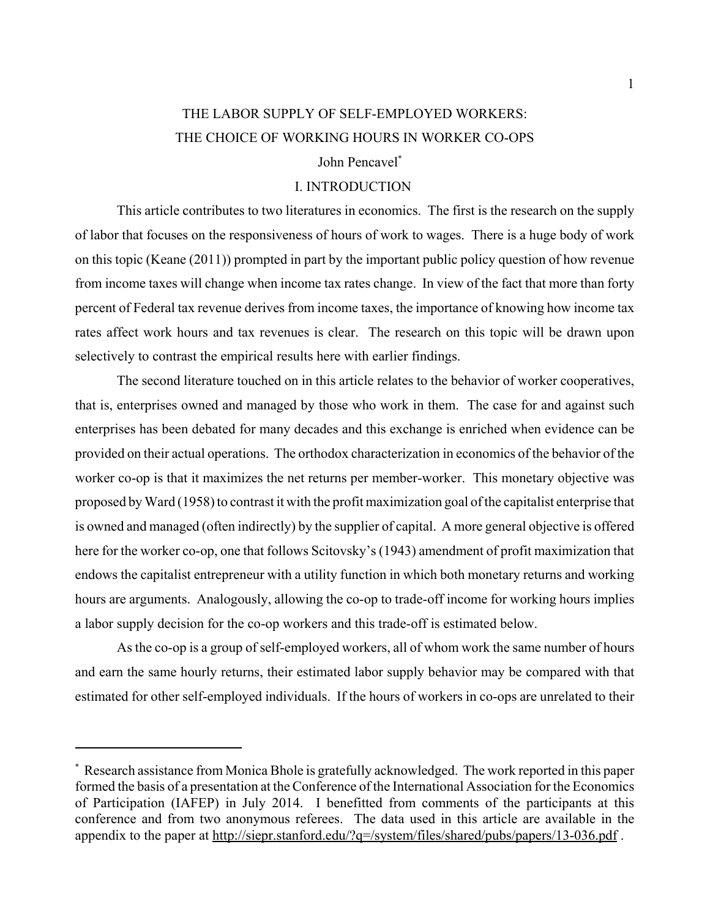# THE LABOR SUPPLY OF SELF-EMPLOYED WORKERS: THE CHOICE OF WORKING HOURS IN WORKER CO-OPS

John Pencavel*

## I. INTRODUCTION

This article contributes to two literatures in economics. The first is the research on the supply of labor that focuses on the responsiveness of hours of work to wages. There is a huge body of work on this topic (Keane (2011)) prompted in part by the important public policy question of how revenue from income taxes will change when income tax rates change. In view of the fact that more than forty percent of Federal tax revenue derives from income taxes, the importance of knowing how income tax rates affect work hours and tax revenues is clear. The research on this topic will be drawn upon selectively to contrast the empirical results here with earlier findings.

The second literature touched on in this article relates to the behavior of worker cooperatives, that is, enterprises owned and managed by those who work in them. The case for and against such enterprises has been debated for many decades and this exchange is enriched when evidence can be provided on their actual operations. The orthodox characterization in economics of the behavior of the worker co-op is that it maximizes the net returns per member-worker. This monetary objective was proposed by Ward (1958) to contrast it with the profit maximization goal of the capitalist enterprise that is owned and managed (often indirectly) by the supplier of capital. A more general objective is offered here for the worker co-op, one that follows Scitovsky's (1943) amendment of profit maximization that endows the capitalist entrepreneur with a utility function in which both monetary returns and working hours are arguments. Analogously, allowing the co-op to trade-off income for working hours implies a labor supply decision for the co-op workers and this trade-off is estimated below.

As the co-op is a group of self-employed workers, all of whom work the same number of hours and earn the same hourly returns, their estimated labor supply behavior may be compared with that estimated for other self-employed individuals. If the hours of workers in co-ops are unrelated to their

---

* Research assistance from Monica Bhole is gratefully acknowledged. The work reported in this paper formed the basis of a presentation at the Conference of the International Association for the Economics of Participation (IAFEP) in July 2014. I benefitted from comments of the participants at this conference and from two anonymous referees. The data used in this article are available in the appendix to the paper at http://siepr.stanford.edu/?q=/system/files/shared/pubs/papers/13-036.pdf .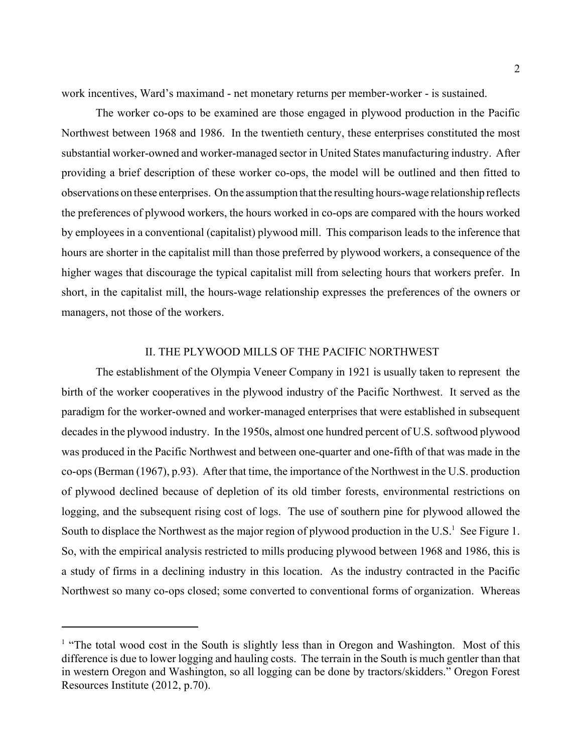work incentives, Ward's maximand - net monetary returns per member-worker - is sustained.

The worker co-ops to be examined are those engaged in plywood production in the Pacific Northwest between 1968 and 1986. In the twentieth century, these enterprises constituted the most substantial worker-owned and worker-managed sector in United States manufacturing industry. After providing a brief description of these worker co-ops, the model will be outlined and then fitted to observations on these enterprises. On the assumption that the resulting hours-wage relationship reflects the preferences of plywood workers, the hours worked in co-ops are compared with the hours worked by employees in a conventional (capitalist) plywood mill. This comparison leads to the inference that hours are shorter in the capitalist mill than those preferred by plywood workers, a consequence of the higher wages that discourage the typical capitalist mill from selecting hours that workers prefer. In short, in the capitalist mill, the hours-wage relationship expresses the preferences of the owners or managers, not those of the workers.

## II. THE PLYWOOD MILLS OF THE PACIFIC NORTHWEST

The establishment of the Olympia Veneer Company in 1921 is usually taken to represent the birth of the worker cooperatives in the plywood industry of the Pacific Northwest. It served as the paradigm for the worker-owned and worker-managed enterprises that were established in subsequent decades in the plywood industry. In the 1950s, almost one hundred percent of U.S. softwood plywood was produced in the Pacific Northwest and between one-quarter and one-fifth of that was made in the co-ops (Berman (1967), p.93). After that time, the importance of the Northwest in the U.S. production of plywood declined because of depletion of its old timber forests, environmental restrictions on logging, and the subsequent rising cost of logs. The use of southern pine for plywood allowed the South to displace the Northwest as the major region of plywood production in the U.S.[1] See Figure 1. So, with the empirical analysis restricted to mills producing plywood between 1968 and 1986, this is a study of firms in a declining industry in this location. As the industry contracted in the Pacific Northwest so many co-ops closed; some converted to conventional forms of organization. Whereas

[1] "The total wood cost in the South is slightly less than in Oregon and Washington. Most of this difference is due to lower logging and hauling costs. The terrain in the South is much gentler than that in western Oregon and Washington, so all logging can be done by tractors/skidders." Oregon Forest Resources Institute (2012, p.70).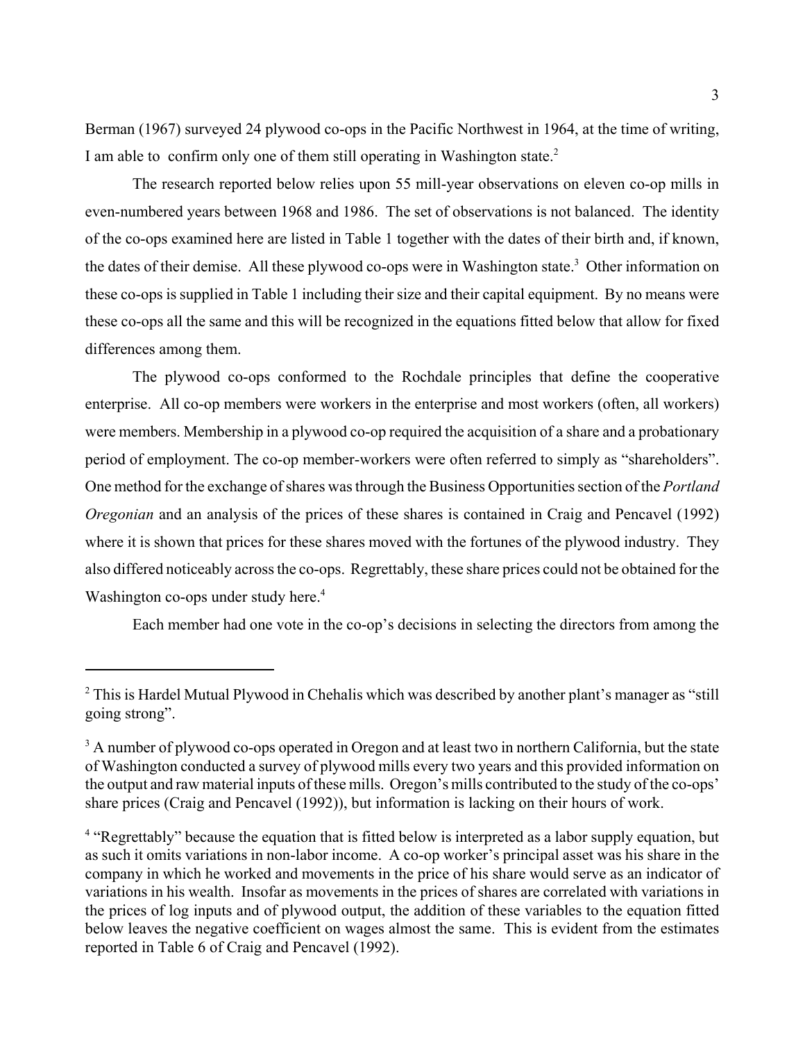Berman (1967) surveyed 24 plywood co-ops in the Pacific Northwest in 1964, at the time of writing, I am able to confirm only one of them still operating in Washington state.[2]

The research reported below relies upon 55 mill-year observations on eleven co-op mills in even-numbered years between 1968 and 1986. The set of observations is not balanced. The identity of the co-ops examined here are listed in Table 1 together with the dates of their birth and, if known, the dates of their demise. All these plywood co-ops were in Washington state.[3] Other information on these co-ops is supplied in Table 1 including their size and their capital equipment. By no means were these co-ops all the same and this will be recognized in the equations fitted below that allow for fixed differences among them.

The plywood co-ops conformed to the Rochdale principles that define the cooperative enterprise. All co-op members were workers in the enterprise and most workers (often, all workers) were members. Membership in a plywood co-op required the acquisition of a share and a probationary period of employment. The co-op member-workers were often referred to simply as "shareholders". One method for the exchange of shares was through the Business Opportunities section of the *Portland Oregonian* and an analysis of the prices of these shares is contained in Craig and Pencavel (1992) where it is shown that prices for these shares moved with the fortunes of the plywood industry. They also differed noticeably across the co-ops. Regrettably, these share prices could not be obtained for the Washington co-ops under study here.[4]

Each member had one vote in the co-op's decisions in selecting the directors from among the

---

[2] This is Hardel Mutual Plywood in Chehalis which was described by another plant's manager as "still going strong".

[3] A number of plywood co-ops operated in Oregon and at least two in northern California, but the state of Washington conducted a survey of plywood mills every two years and this provided information on the output and raw material inputs of these mills. Oregon's mills contributed to the study of the co-ops' share prices (Craig and Pencavel (1992)), but information is lacking on their hours of work.

[4] "Regrettably" because the equation that is fitted below is interpreted as a labor supply equation, but as such it omits variations in non-labor income. A co-op worker's principal asset was his share in the company in which he worked and movements in the price of his share would serve as an indicator of variations in his wealth. Insofar as movements in the prices of shares are correlated with variations in the prices of log inputs and of plywood output, the addition of these variables to the equation fitted below leaves the negative coefficient on wages almost the same. This is evident from the estimates reported in Table 6 of Craig and Pencavel (1992).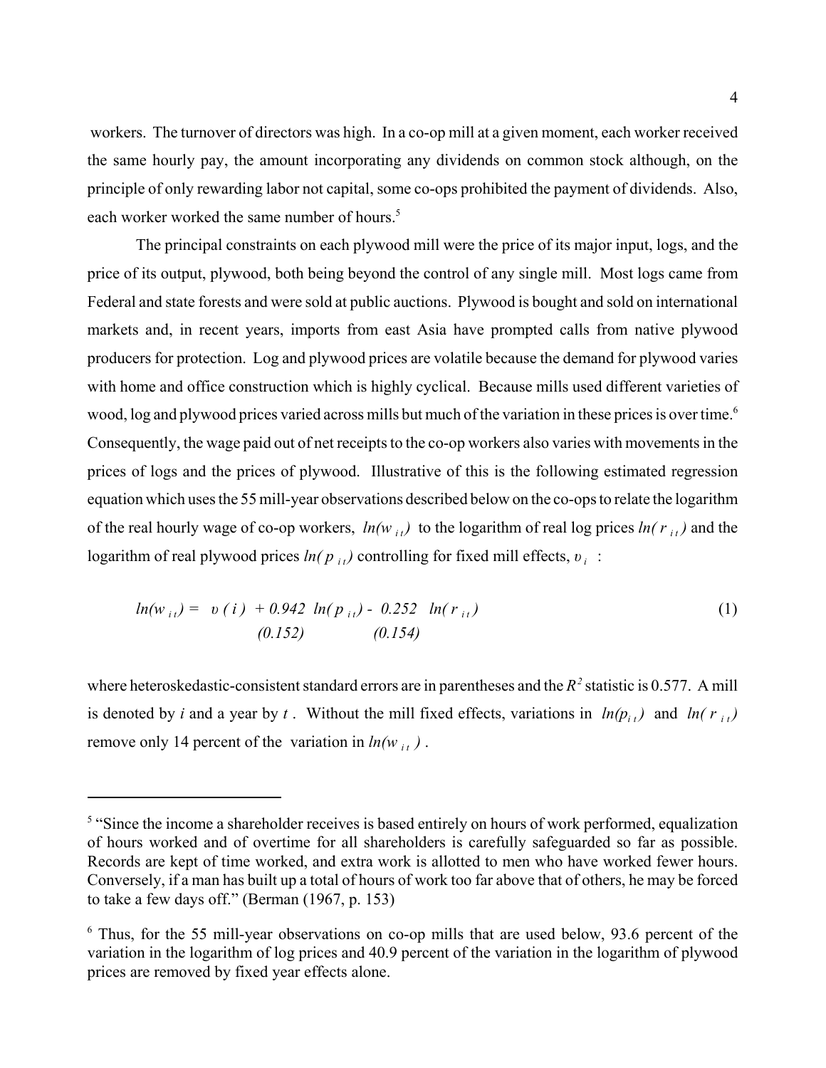workers. The turnover of directors was high. In a co-op mill at a given moment, each worker received the same hourly pay, the amount incorporating any dividends on common stock although, on the principle of only rewarding labor not capital, some co-ops prohibited the payment of dividends. Also, each worker worked the same number of hours.[5]

The principal constraints on each plywood mill were the price of its major input, logs, and the price of its output, plywood, both being beyond the control of any single mill. Most logs came from Federal and state forests and were sold at public auctions. Plywood is bought and sold on international markets and, in recent years, imports from east Asia have prompted calls from native plywood producers for protection. Log and plywood prices are volatile because the demand for plywood varies with home and office construction which is highly cyclical. Because mills used different varieties of wood, log and plywood prices varied across mills but much of the variation in these prices is over time.[6] Consequently, the wage paid out of net receipts to the co-op workers also varies with movements in the prices of logs and the prices of plywood. Illustrative of this is the following estimated regression equation which uses the 55 mill-year observations described below on the co-ops to relate the logarithm of the real hourly wage of co-op workers, $ln(w_{it})$ to the logarithm of real log prices $ln(r_{it})$ and the logarithm of real plywood prices $ln(p_{it})$ controlling for fixed mill effects, $\upsilon_i$ :

$$ln(w_{it}) = \upsilon(i) + \underset{(0.152)}{0.942}\ ln(p_{it}) - \underset{(0.154)}{0.252}\ ln(r_{it}) \tag{1}$$

where heteroskedastic-consistent standard errors are in parentheses and the $R^2$ statistic is 0.577. A mill is denoted by $i$ and a year by $t$. Without the mill fixed effects, variations in $ln(p_{it})$ and $ln(r_{it})$ remove only 14 percent of the variation in $ln(w_{it})$.

---

[5] "Since the income a shareholder receives is based entirely on hours of work performed, equalization of hours worked and of overtime for all shareholders is carefully safeguarded so far as possible. Records are kept of time worked, and extra work is allotted to men who have worked fewer hours. Conversely, if a man has built up a total of hours of work too far above that of others, he may be forced to take a few days off." (Berman (1967, p. 153)

[6] Thus, for the 55 mill-year observations on co-op mills that are used below, 93.6 percent of the variation in the logarithm of log prices and 40.9 percent of the variation in the logarithm of plywood prices are removed by fixed year effects alone.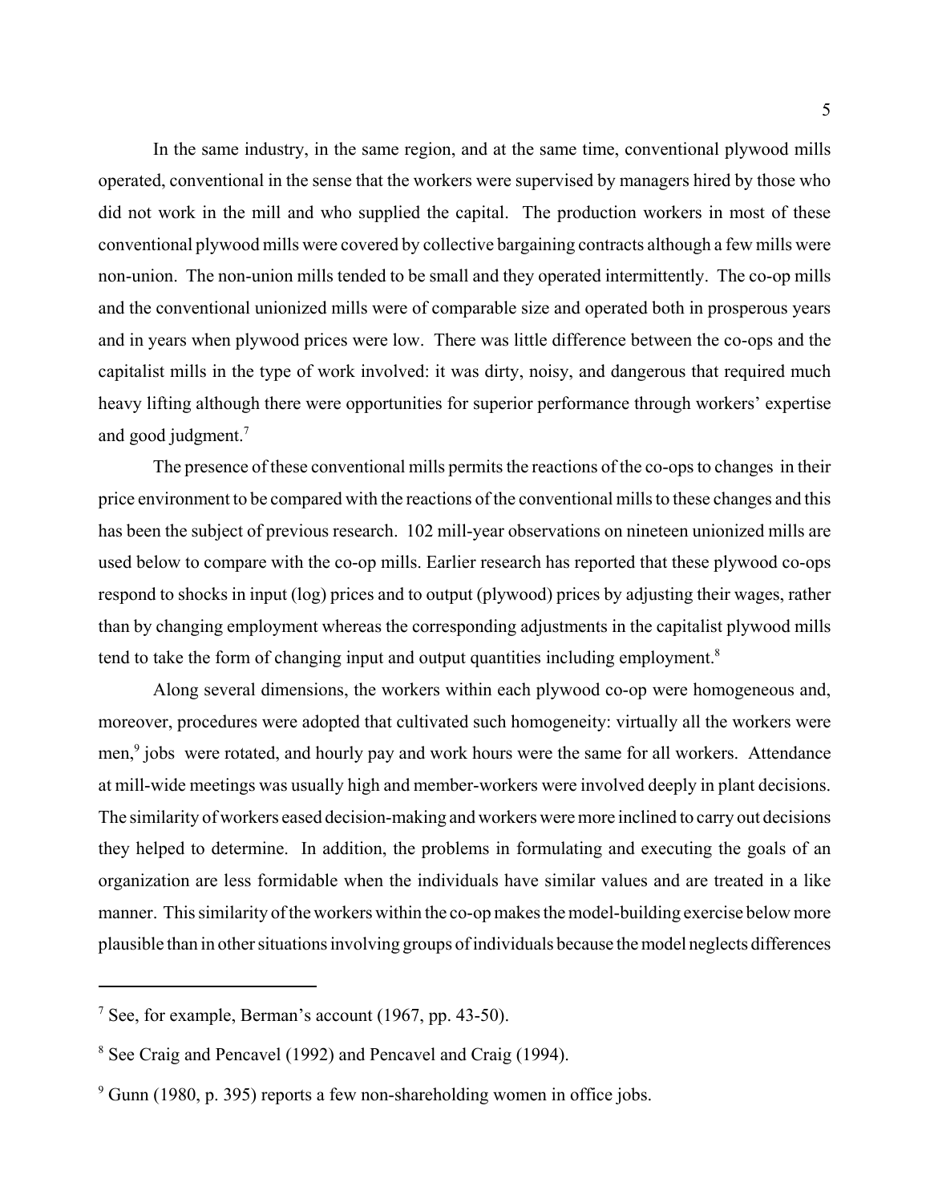In the same industry, in the same region, and at the same time, conventional plywood mills operated, conventional in the sense that the workers were supervised by managers hired by those who did not work in the mill and who supplied the capital. The production workers in most of these conventional plywood mills were covered by collective bargaining contracts although a few mills were non-union. The non-union mills tended to be small and they operated intermittently. The co-op mills and the conventional unionized mills were of comparable size and operated both in prosperous years and in years when plywood prices were low. There was little difference between the co-ops and the capitalist mills in the type of work involved: it was dirty, noisy, and dangerous that required much heavy lifting although there were opportunities for superior performance through workers' expertise and good judgment.[7]

The presence of these conventional mills permits the reactions of the co-ops to changes in their price environment to be compared with the reactions of the conventional mills to these changes and this has been the subject of previous research. 102 mill-year observations on nineteen unionized mills are used below to compare with the co-op mills. Earlier research has reported that these plywood co-ops respond to shocks in input (log) prices and to output (plywood) prices by adjusting their wages, rather than by changing employment whereas the corresponding adjustments in the capitalist plywood mills tend to take the form of changing input and output quantities including employment.[8]

Along several dimensions, the workers within each plywood co-op were homogeneous and, moreover, procedures were adopted that cultivated such homogeneity: virtually all the workers were men,[9] jobs were rotated, and hourly pay and work hours were the same for all workers. Attendance at mill-wide meetings was usually high and member-workers were involved deeply in plant decisions. The similarity of workers eased decision-making and workers were more inclined to carry out decisions they helped to determine. In addition, the problems in formulating and executing the goals of an organization are less formidable when the individuals have similar values and are treated in a like manner. This similarity of the workers within the co-op makes the model-building exercise below more plausible than in other situations involving groups of individuals because the model neglects differences

---

[7] See, for example, Berman's account (1967, pp. 43-50).

[8] See Craig and Pencavel (1992) and Pencavel and Craig (1994).

[9] Gunn (1980, p. 395) reports a few non-shareholding women in office jobs.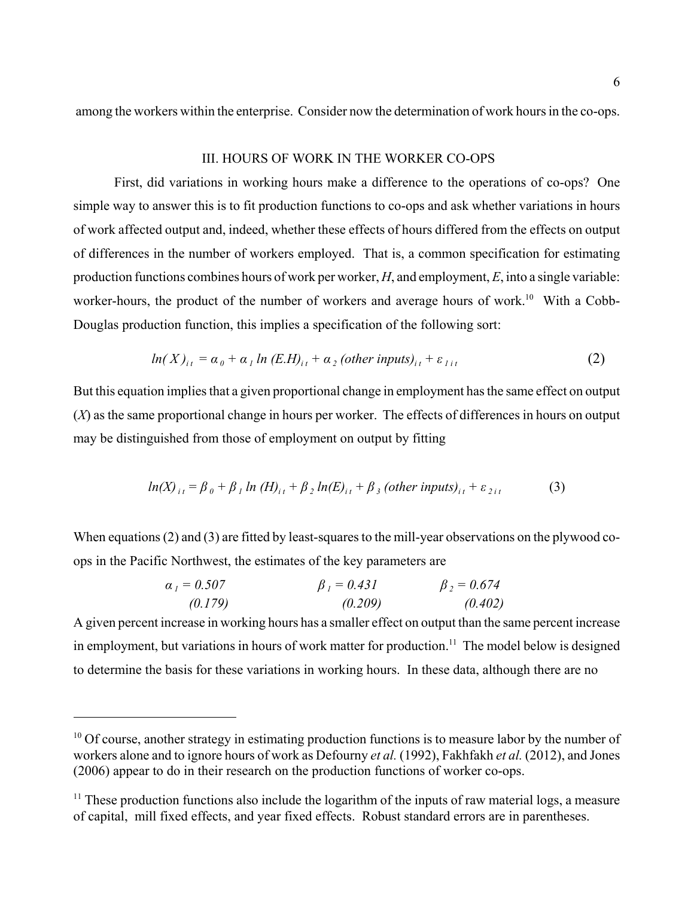among the workers within the enterprise. Consider now the determination of work hours in the co-ops.

## III. HOURS OF WORK IN THE WORKER CO-OPS

First, did variations in working hours make a difference to the operations of co-ops? One simple way to answer this is to fit production functions to co-ops and ask whether variations in hours of work affected output and, indeed, whether these effects of hours differed from the effects on output of differences in the number of workers employed. That is, a common specification for estimating production functions combines hours of work per worker, $H$, and employment, $E$, into a single variable: worker-hours, the product of the number of workers and average hours of work.[10] With a Cobb-Douglas production function, this implies a specification of the following sort:

$$ln(X)_{it} = \alpha_0 + \alpha_1 \ ln\ (E.H)_{it} + \alpha_2 \ (other\ inputs)_{it} + \varepsilon_{1it} \qquad (2)$$

But this equation implies that a given proportional change in employment has the same effect on output ($X$) as the same proportional change in hours per worker. The effects of differences in hours on output may be distinguished from those of employment on output by fitting

$$ln(X)_{it} = \beta_0 + \beta_1 \ ln\ (H)_{it} + \beta_2 \ ln(E)_{it} + \beta_3 \ (other\ inputs)_{it} + \varepsilon_{2it} \qquad (3)$$

When equations (2) and (3) are fitted by least-squares to the mill-year observations on the plywood co-ops in the Pacific Northwest, the estimates of the key parameters are

| $\alpha_1 = 0.507$ | $\beta_1 = 0.431$ | $\beta_2 = 0.674$ |
|---|---|---|
| *(0.179)* | *(0.209)* | *(0.402)* |

A given percent increase in working hours has a smaller effect on output than the same percent increase in employment, but variations in hours of work matter for production.[11] The model below is designed to determine the basis for these variations in working hours. In these data, although there are no

---

[10] Of course, another strategy in estimating production functions is to measure labor by the number of workers alone and to ignore hours of work as Defourny *et al.* (1992), Fakhfakh *et al.* (2012), and Jones (2006) appear to do in their research on the production functions of worker co-ops.

[11] These production functions also include the logarithm of the inputs of raw material logs, a measure of capital, mill fixed effects, and year fixed effects. Robust standard errors are in parentheses.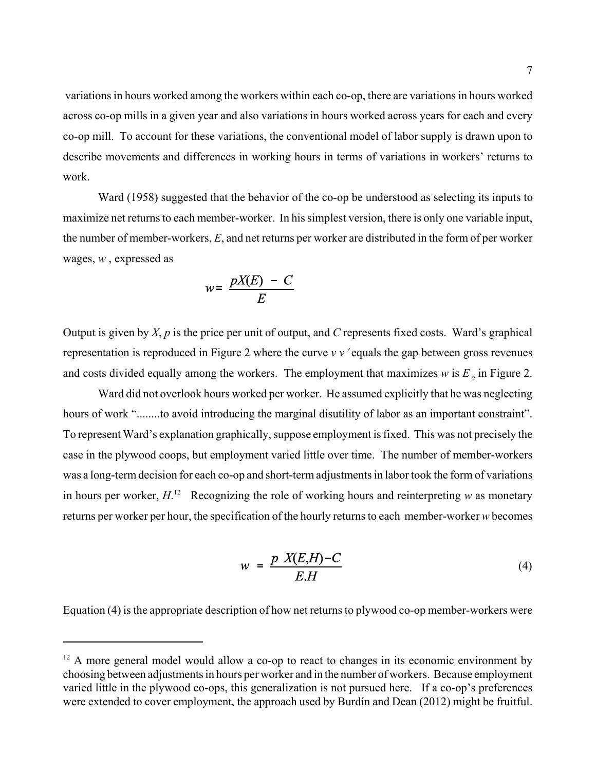variations in hours worked among the workers within each co-op, there are variations in hours worked across co-op mills in a given year and also variations in hours worked across years for each and every co-op mill. To account for these variations, the conventional model of labor supply is drawn upon to describe movements and differences in working hours in terms of variations in workers' returns to work.

Ward (1958) suggested that the behavior of the co-op be understood as selecting its inputs to maximize net returns to each member-worker. In his simplest version, there is only one variable input, the number of member-workers, *E*, and net returns per worker are distributed in the form of per worker wages, *w*, expressed as

$$w = \frac{pX(E) - C}{E}$$

Output is given by *X*, *p* is the price per unit of output, and *C* represents fixed costs. Ward's graphical representation is reproduced in Figure 2 where the curve $v\,v'$ equals the gap between gross revenues and costs divided equally among the workers. The employment that maximizes *w* is $E_o$ in Figure 2.

Ward did not overlook hours worked per worker. He assumed explicitly that he was neglecting hours of work "........to avoid introducing the marginal disutility of labor as an important constraint". To represent Ward's explanation graphically, suppose employment is fixed. This was not precisely the case in the plywood coops, but employment varied little over time. The number of member-workers was a long-term decision for each co-op and short-term adjustments in labor took the form of variations in hours per worker, *H*.[12] Recognizing the role of working hours and reinterpreting *w* as monetary returns per worker per hour, the specification of the hourly returns to each member-worker *w* becomes

$$w = \frac{p\ X(E,H) - C}{E.H} \tag{4}$$

Equation (4) is the appropriate description of how net returns to plywood co-op member-workers were

---

[12] A more general model would allow a co-op to react to changes in its economic environment by choosing between adjustments in hours per worker and in the number of workers. Because employment varied little in the plywood co-ops, this generalization is not pursued here. If a co-op's preferences were extended to cover employment, the approach used by Burdín and Dean (2012) might be fruitful.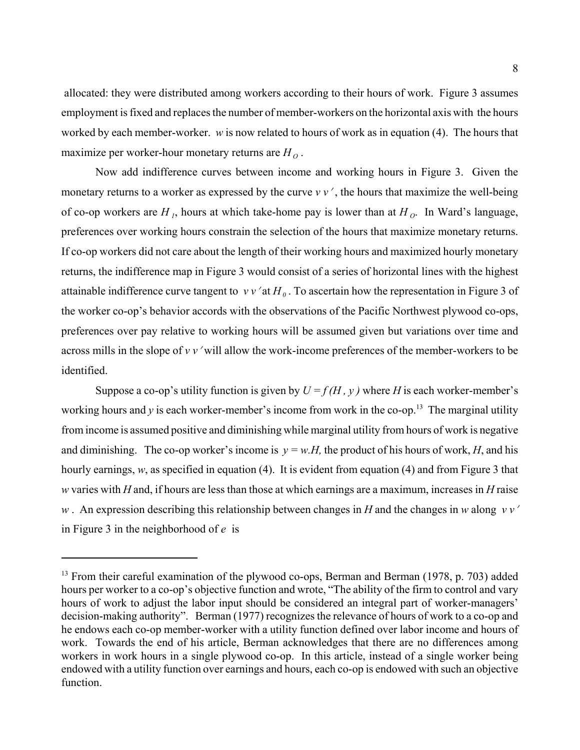allocated: they were distributed among workers according to their hours of work. Figure 3 assumes employment is fixed and replaces the number of member-workers on the horizontal axis with the hours worked by each member-worker. $w$ is now related to hours of work as in equation (4). The hours that maximize per worker-hour monetary returns are $H_O$.

Now add indifference curves between income and working hours in Figure 3. Given the monetary returns to a worker as expressed by the curve $v\,v'$, the hours that maximize the well-being of co-op workers are $H_1$, hours at which take-home pay is lower than at $H_O$. In Ward's language, preferences over working hours constrain the selection of the hours that maximize monetary returns. If co-op workers did not care about the length of their working hours and maximized hourly monetary returns, the indifference map in Figure 3 would consist of a series of horizontal lines with the highest attainable indifference curve tangent to $v\,v'$ at $H_0$. To ascertain how the representation in Figure 3 of the worker co-op's behavior accords with the observations of the Pacific Northwest plywood co-ops, preferences over pay relative to working hours will be assumed given but variations over time and across mills in the slope of $v\,v'$ will allow the work-income preferences of the member-workers to be identified.

Suppose a co-op's utility function is given by $U = f(H, y)$ where $H$ is each worker-member's working hours and $y$ is each worker-member's income from work in the co-op.[13] The marginal utility from income is assumed positive and diminishing while marginal utility from hours of work is negative and diminishing. The co-op worker's income is $y = w.H$, the product of his hours of work, $H$, and his hourly earnings, $w$, as specified in equation (4). It is evident from equation (4) and from Figure 3 that $w$ varies with $H$ and, if hours are less than those at which earnings are a maximum, increases in $H$ raise $w$. An expression describing this relationship between changes in $H$ and the changes in $w$ along $v\,v'$ in Figure 3 in the neighborhood of $e$ is

---

[13] From their careful examination of the plywood co-ops, Berman and Berman (1978, p. 703) added hours per worker to a co-op's objective function and wrote, "The ability of the firm to control and vary hours of work to adjust the labor input should be considered an integral part of worker-managers' decision-making authority". Berman (1977) recognizes the relevance of hours of work to a co-op and he endows each co-op member-worker with a utility function defined over labor income and hours of work. Towards the end of his article, Berman acknowledges that there are no differences among workers in work hours in a single plywood co-op. In this article, instead of a single worker being endowed with a utility function over earnings and hours, each co-op is endowed with such an objective function.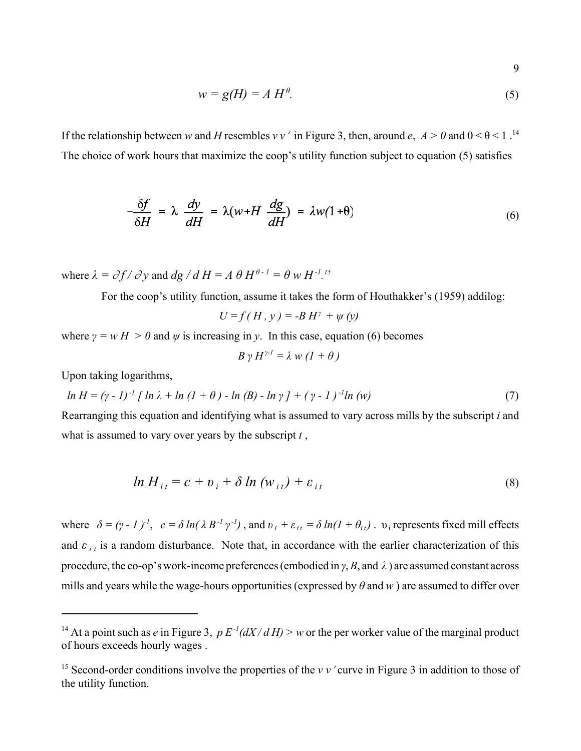$$w = g(H) = A\,H^{\theta}. \tag{5}$$

If the relationship between $w$ and $H$ resembles $v\,v'$ in Figure 3, then, around $e$, $A > 0$ and $0 < \theta < 1$.[14] The choice of work hours that maximize the coop's utility function subject to equation (5) satisfies

$$-\frac{\delta f}{\delta H} = \lambda\,\frac{dy}{dH} = \lambda\left(w + H\,\frac{dg}{dH}\right) = \lambda w(1+\theta) \tag{6}$$

where $\lambda = \partial f / \partial y$ and $dg / d\,H = A\,\theta\,H^{\theta - 1} = \theta\,w\,H^{-1}$.[15]

For the coop's utility function, assume it takes the form of Houthakker's (1959) addilog:

$$U = f\,(\,H\,,\,y\,) = -B\,H^{\gamma} + \psi\,(y)$$

where $\gamma = w\,H > 0$ and $\psi$ is increasing in $y$. In this case, equation (6) becomes

$$B\,\gamma\,H^{\gamma - 1} = \lambda\,w\,(1 + \theta\,)$$

Upon taking logarithms,

$$\ln H = (\gamma - 1)^{-1}\,[\,\ln \lambda + \ln\,(1 + \theta\,) - \ln\,(B) - \ln \gamma\,] + (\,\gamma - 1\,)^{-1} \ln\,(w) \tag{7}$$

Rearranging this equation and identifying what is assumed to vary across mills by the subscript $i$ and what is assumed to vary over years by the subscript $t$,

$$\ln H_{i\,t} = c + \upsilon_{i} + \delta\,\ln\,(w_{i\,t}) + \varepsilon_{i\,t} \tag{8}$$

where $\delta = (\gamma - 1\,)^{-1}$, $c = \delta\,\ln(\,\lambda\,B^{-1}\,\gamma^{-1})$, and $\upsilon_{I} + \varepsilon_{i\,t} = \delta\,\ln(1 + \theta_{i\,t})$. $\upsilon_i$ represents fixed mill effects and $\varepsilon_{i\,t}$ is a random disturbance. Note that, in accordance with the earlier characterization of this procedure, the co-op's work-income preferences (embodied in $\gamma$, $B$, and $\lambda$) are assumed constant across mills and years while the wage-hours opportunities (expressed by $\theta$ and $w$) are assumed to differ over

---

[14] At a point such as $e$ in Figure 3, $p\,E^{-1}(dX\,/\,d\,H) > w$ or the per worker value of the marginal product of hours exceeds hourly wages .

[15] Second-order conditions involve the properties of the $v\,v'$ curve in Figure 3 in addition to those of the utility function.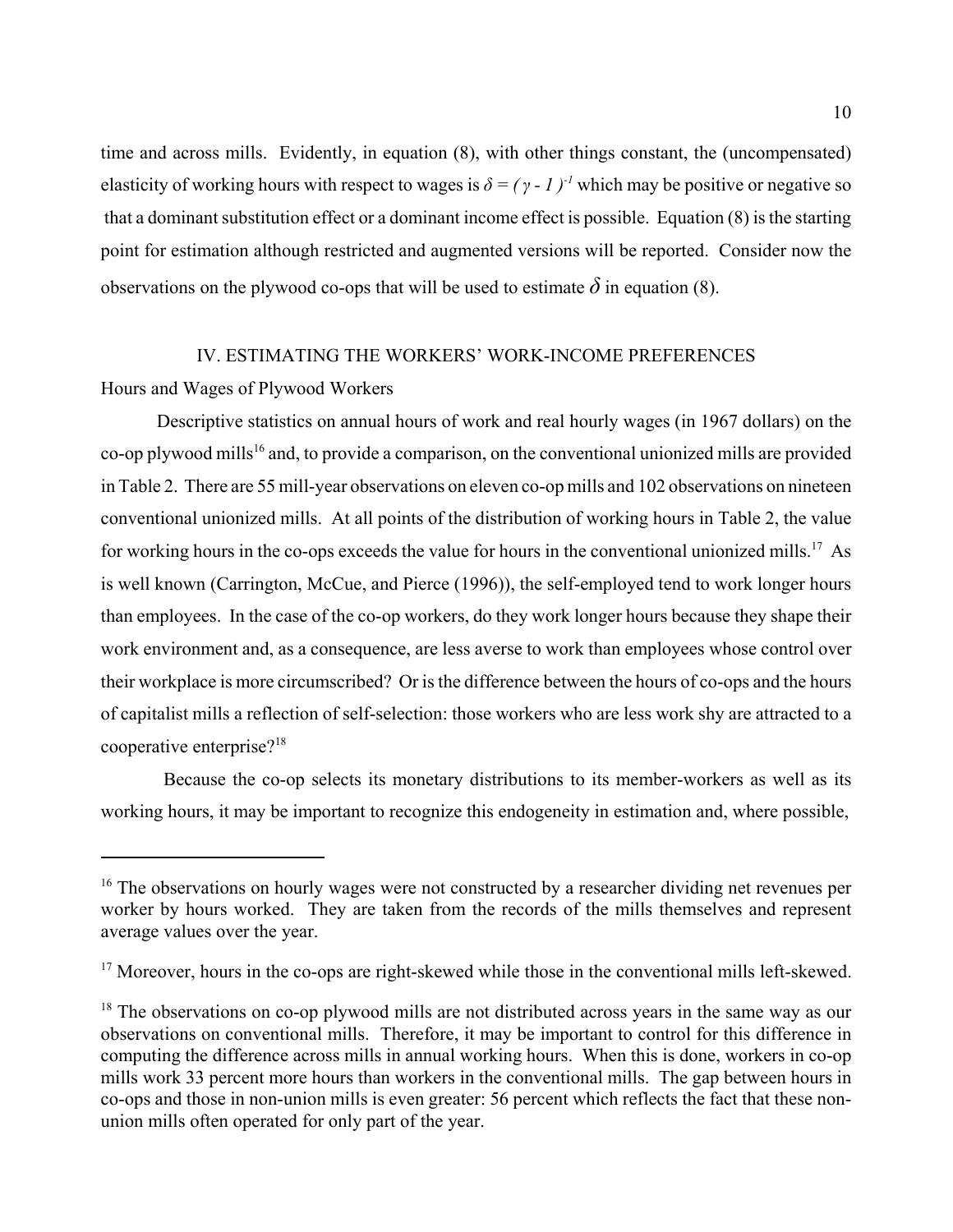time and across mills. Evidently, in equation (8), with other things constant, the (uncompensated) elasticity of working hours with respect to wages is $\delta = (\gamma - 1)^{-1}$ which may be positive or negative so that a dominant substitution effect or a dominant income effect is possible. Equation (8) is the starting point for estimation although restricted and augmented versions will be reported. Consider now the observations on the plywood co-ops that will be used to estimate $\delta$ in equation (8).

## IV. ESTIMATING THE WORKERS' WORK-INCOME PREFERENCES

### Hours and Wages of Plywood Workers

Descriptive statistics on annual hours of work and real hourly wages (in 1967 dollars) on the co-op plywood mills[16] and, to provide a comparison, on the conventional unionized mills are provided in Table 2. There are 55 mill-year observations on eleven co-op mills and 102 observations on nineteen conventional unionized mills. At all points of the distribution of working hours in Table 2, the value for working hours in the co-ops exceeds the value for hours in the conventional unionized mills.[17] As is well known (Carrington, McCue, and Pierce (1996)), the self-employed tend to work longer hours than employees. In the case of the co-op workers, do they work longer hours because they shape their work environment and, as a consequence, are less averse to work than employees whose control over their workplace is more circumscribed? Or is the difference between the hours of co-ops and the hours of capitalist mills a reflection of self-selection: those workers who are less work shy are attracted to a cooperative enterprise?[18]

Because the co-op selects its monetary distributions to its member-workers as well as its working hours, it may be important to recognize this endogeneity in estimation and, where possible,

---

[16] The observations on hourly wages were not constructed by a researcher dividing net revenues per worker by hours worked. They are taken from the records of the mills themselves and represent average values over the year.

[17] Moreover, hours in the co-ops are right-skewed while those in the conventional mills left-skewed.

[18] The observations on co-op plywood mills are not distributed across years in the same way as our observations on conventional mills. Therefore, it may be important to control for this difference in computing the difference across mills in annual working hours. When this is done, workers in co-op mills work 33 percent more hours than workers in the conventional mills. The gap between hours in co-ops and those in non-union mills is even greater: 56 percent which reflects the fact that these non-union mills often operated for only part of the year.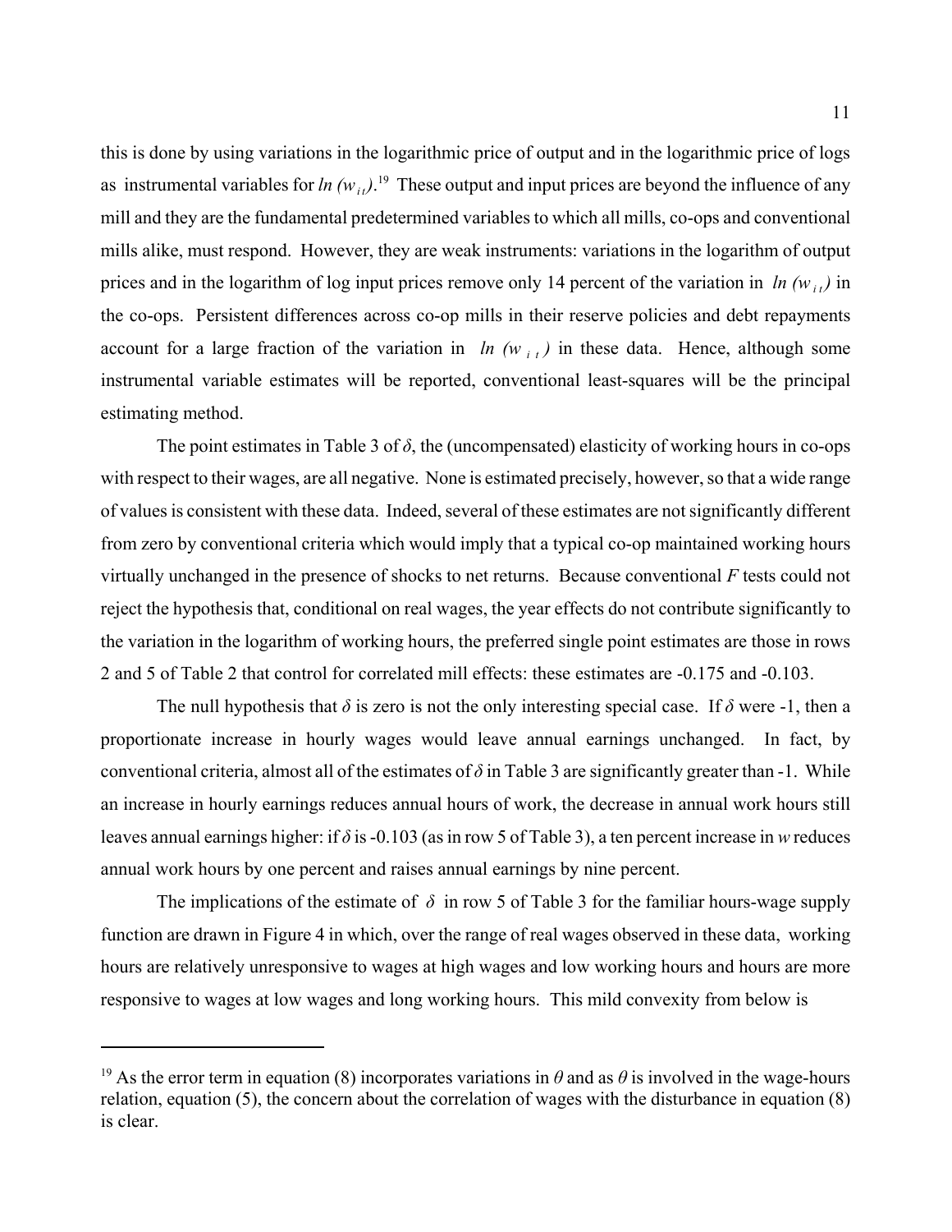this is done by using variations in the logarithmic price of output and in the logarithmic price of logs as instrumental variables for $ln\ (w_{it})$.[19] These output and input prices are beyond the influence of any mill and they are the fundamental predetermined variables to which all mills, co-ops and conventional mills alike, must respond. However, they are weak instruments: variations in the logarithm of output prices and in the logarithm of log input prices remove only 14 percent of the variation in $ln\ (w_{it})$ in the co-ops. Persistent differences across co-op mills in their reserve policies and debt repayments account for a large fraction of the variation in $ln\ (w_{it})$ in these data. Hence, although some instrumental variable estimates will be reported, conventional least-squares will be the principal estimating method.

The point estimates in Table 3 of $\delta$, the (uncompensated) elasticity of working hours in co-ops with respect to their wages, are all negative. None is estimated precisely, however, so that a wide range of values is consistent with these data. Indeed, several of these estimates are not significantly different from zero by conventional criteria which would imply that a typical co-op maintained working hours virtually unchanged in the presence of shocks to net returns. Because conventional $F$ tests could not reject the hypothesis that, conditional on real wages, the year effects do not contribute significantly to the variation in the logarithm of working hours, the preferred single point estimates are those in rows 2 and 5 of Table 2 that control for correlated mill effects: these estimates are -0.175 and -0.103.

The null hypothesis that $\delta$ is zero is not the only interesting special case. If $\delta$ were -1, then a proportionate increase in hourly wages would leave annual earnings unchanged. In fact, by conventional criteria, almost all of the estimates of $\delta$ in Table 3 are significantly greater than -1. While an increase in hourly earnings reduces annual hours of work, the decrease in annual work hours still leaves annual earnings higher: if $\delta$ is -0.103 (as in row 5 of Table 3), a ten percent increase in $w$ reduces annual work hours by one percent and raises annual earnings by nine percent.

The implications of the estimate of $\delta$ in row 5 of Table 3 for the familiar hours-wage supply function are drawn in Figure 4 in which, over the range of real wages observed in these data, working hours are relatively unresponsive to wages at high wages and low working hours and hours are more responsive to wages at low wages and long working hours. This mild convexity from below is

---

[19] As the error term in equation (8) incorporates variations in $\theta$ and as $\theta$ is involved in the wage-hours relation, equation (5), the concern about the correlation of wages with the disturbance in equation (8) is clear.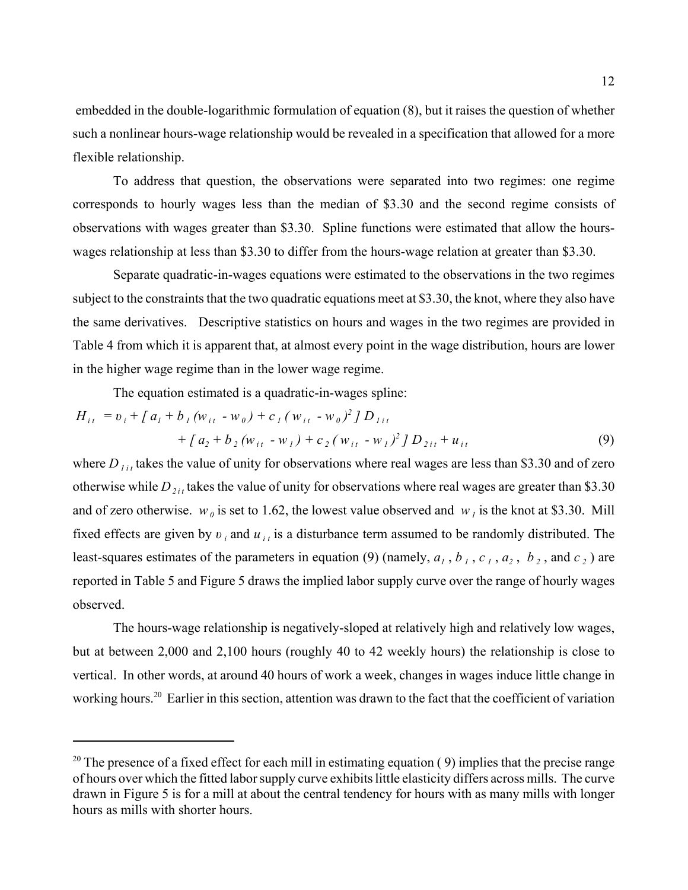embedded in the double-logarithmic formulation of equation (8), but it raises the question of whether such a nonlinear hours-wage relationship would be revealed in a specification that allowed for a more flexible relationship.

To address that question, the observations were separated into two regimes: one regime corresponds to hourly wages less than the median of \$3.30 and the second regime consists of observations with wages greater than \$3.30. Spline functions were estimated that allow the hours-wages relationship at less than \$3.30 to differ from the hours-wage relation at greater than \$3.30.

Separate quadratic-in-wages equations were estimated to the observations in the two regimes subject to the constraints that the two quadratic equations meet at \$3.30, the knot, where they also have the same derivatives. Descriptive statistics on hours and wages in the two regimes are provided in Table 4 from which it is apparent that, at almost every point in the wage distribution, hours are lower in the higher wage regime than in the lower wage regime.

The equation estimated is a quadratic-in-wages spline:

$$H_{it} = \upsilon_i + [\, a_1 + b_1 (w_{it} - w_0) + c_1 ( w_{it} - w_0)^2 \,]\, D_{1it} + [\, a_2 + b_2 (w_{it} - w_1) + c_2 ( w_{it} - w_1)^2 \,]\, D_{2it} + u_{it} \qquad (9)$$

where $D_{1it}$ takes the value of unity for observations where real wages are less than \$3.30 and of zero otherwise while $D_{2it}$ takes the value of unity for observations where real wages are greater than \$3.30 and of zero otherwise. $w_0$ is set to 1.62, the lowest value observed and $w_1$ is the knot at \$3.30. Mill fixed effects are given by $\upsilon_i$ and $u_{it}$ is a disturbance term assumed to be randomly distributed. The least-squares estimates of the parameters in equation (9) (namely, $a_1$, $b_1$, $c_1$, $a_2$, $b_2$, and $c_2$) are reported in Table 5 and Figure 5 draws the implied labor supply curve over the range of hourly wages observed.

The hours-wage relationship is negatively-sloped at relatively high and relatively low wages, but at between 2,000 and 2,100 hours (roughly 40 to 42 weekly hours) the relationship is close to vertical. In other words, at around 40 hours of work a week, changes in wages induce little change in working hours.[20] Earlier in this section, attention was drawn to the fact that the coefficient of variation

---

[20] The presence of a fixed effect for each mill in estimating equation ( 9) implies that the precise range of hours over which the fitted labor supply curve exhibits little elasticity differs across mills. The curve drawn in Figure 5 is for a mill at about the central tendency for hours with as many mills with longer hours as mills with shorter hours.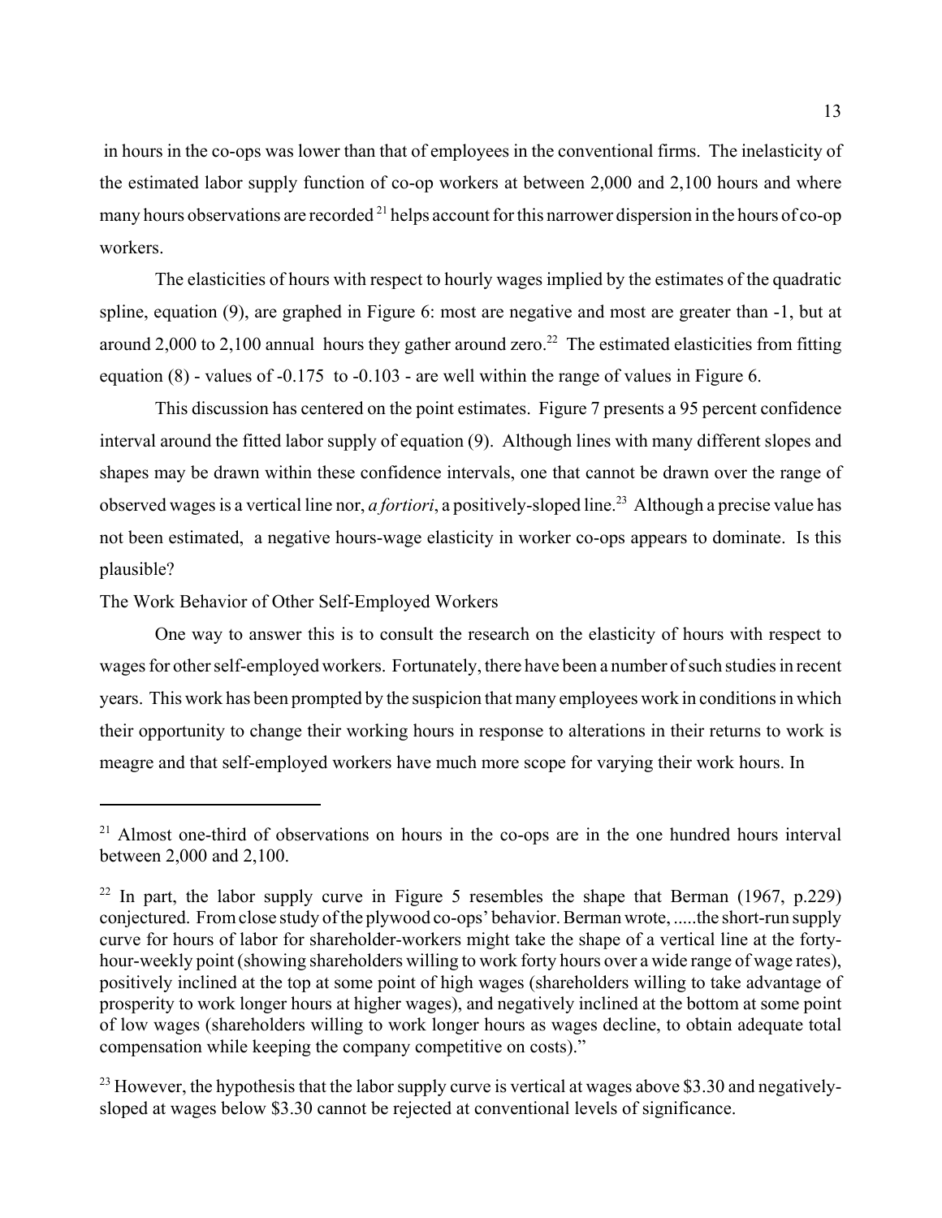in hours in the co-ops was lower than that of employees in the conventional firms. The inelasticity of the estimated labor supply function of co-op workers at between 2,000 and 2,100 hours and where many hours observations are recorded [21] helps account for this narrower dispersion in the hours of co-op workers.

The elasticities of hours with respect to hourly wages implied by the estimates of the quadratic spline, equation (9), are graphed in Figure 6: most are negative and most are greater than -1, but at around 2,000 to 2,100 annual hours they gather around zero.[22] The estimated elasticities from fitting equation (8) - values of -0.175 to -0.103 - are well within the range of values in Figure 6.

This discussion has centered on the point estimates. Figure 7 presents a 95 percent confidence interval around the fitted labor supply of equation (9). Although lines with many different slopes and shapes may be drawn within these confidence intervals, one that cannot be drawn over the range of observed wages is a vertical line nor, *a fortiori*, a positively-sloped line.[23] Although a precise value has not been estimated, a negative hours-wage elasticity in worker co-ops appears to dominate. Is this plausible?

The Work Behavior of Other Self-Employed Workers

One way to answer this is to consult the research on the elasticity of hours with respect to wages for other self-employed workers. Fortunately, there have been a number of such studies in recent years. This work has been prompted by the suspicion that many employees work in conditions in which their opportunity to change their working hours in response to alterations in their returns to work is meagre and that self-employed workers have much more scope for varying their work hours. In

---

[21] Almost one-third of observations on hours in the co-ops are in the one hundred hours interval between 2,000 and 2,100.

[22] In part, the labor supply curve in Figure 5 resembles the shape that Berman (1967, p.229) conjectured. From close study of the plywood co-ops' behavior. Berman wrote, .....the short-run supply curve for hours of labor for shareholder-workers might take the shape of a vertical line at the forty-hour-weekly point (showing shareholders willing to work forty hours over a wide range of wage rates), positively inclined at the top at some point of high wages (shareholders willing to take advantage of prosperity to work longer hours at higher wages), and negatively inclined at the bottom at some point of low wages (shareholders willing to work longer hours as wages decline, to obtain adequate total compensation while keeping the company competitive on costs)."

[23] However, the hypothesis that the labor supply curve is vertical at wages above \$3.30 and negatively-sloped at wages below \$3.30 cannot be rejected at conventional levels of significance.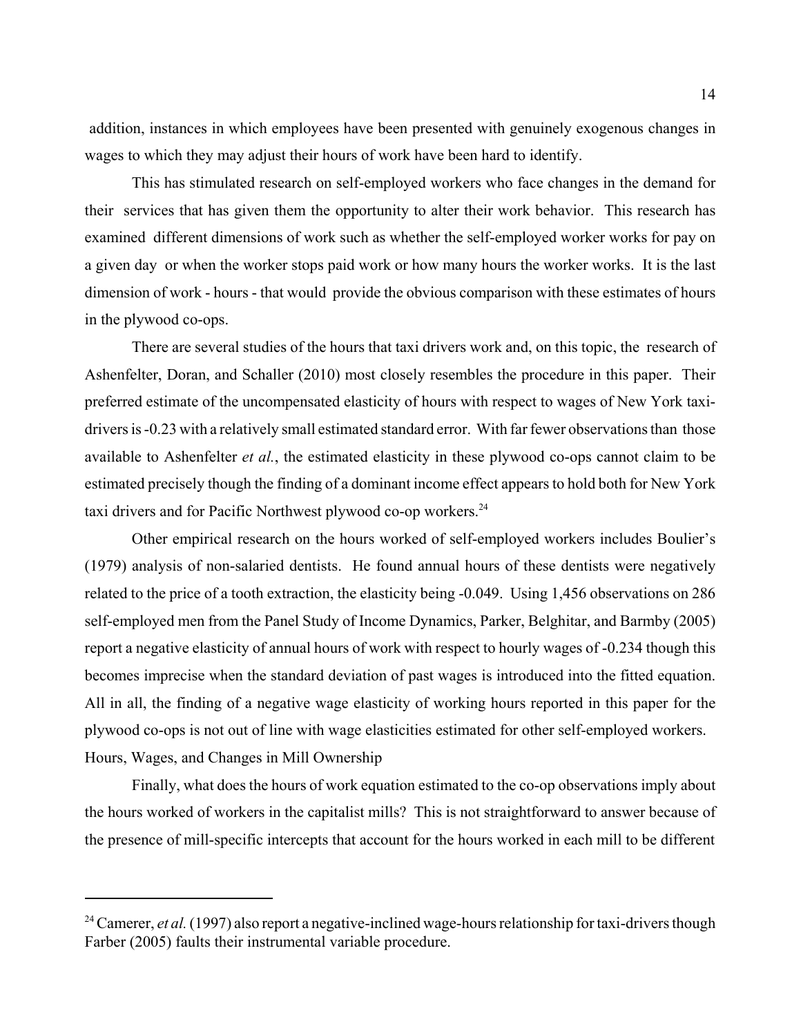addition, instances in which employees have been presented with genuinely exogenous changes in wages to which they may adjust their hours of work have been hard to identify.

This has stimulated research on self-employed workers who face changes in the demand for their services that has given them the opportunity to alter their work behavior. This research has examined different dimensions of work such as whether the self-employed worker works for pay on a given day or when the worker stops paid work or how many hours the worker works. It is the last dimension of work - hours - that would provide the obvious comparison with these estimates of hours in the plywood co-ops.

There are several studies of the hours that taxi drivers work and, on this topic, the research of Ashenfelter, Doran, and Schaller (2010) most closely resembles the procedure in this paper. Their preferred estimate of the uncompensated elasticity of hours with respect to wages of New York taxi-drivers is -0.23 with a relatively small estimated standard error. With far fewer observations than those available to Ashenfelter *et al.*, the estimated elasticity in these plywood co-ops cannot claim to be estimated precisely though the finding of a dominant income effect appears to hold both for New York taxi drivers and for Pacific Northwest plywood co-op workers.[24]

Other empirical research on the hours worked of self-employed workers includes Boulier's (1979) analysis of non-salaried dentists. He found annual hours of these dentists were negatively related to the price of a tooth extraction, the elasticity being -0.049. Using 1,456 observations on 286 self-employed men from the Panel Study of Income Dynamics, Parker, Belghitar, and Barmby (2005) report a negative elasticity of annual hours of work with respect to hourly wages of -0.234 though this becomes imprecise when the standard deviation of past wages is introduced into the fitted equation. All in all, the finding of a negative wage elasticity of working hours reported in this paper for the plywood co-ops is not out of line with wage elasticities estimated for other self-employed workers.

## Hours, Wages, and Changes in Mill Ownership

Finally, what does the hours of work equation estimated to the co-op observations imply about the hours worked of workers in the capitalist mills? This is not straightforward to answer because of the presence of mill-specific intercepts that account for the hours worked in each mill to be different

---

[24] Camerer, *et al.* (1997) also report a negative-inclined wage-hours relationship for taxi-drivers though Farber (2005) faults their instrumental variable procedure.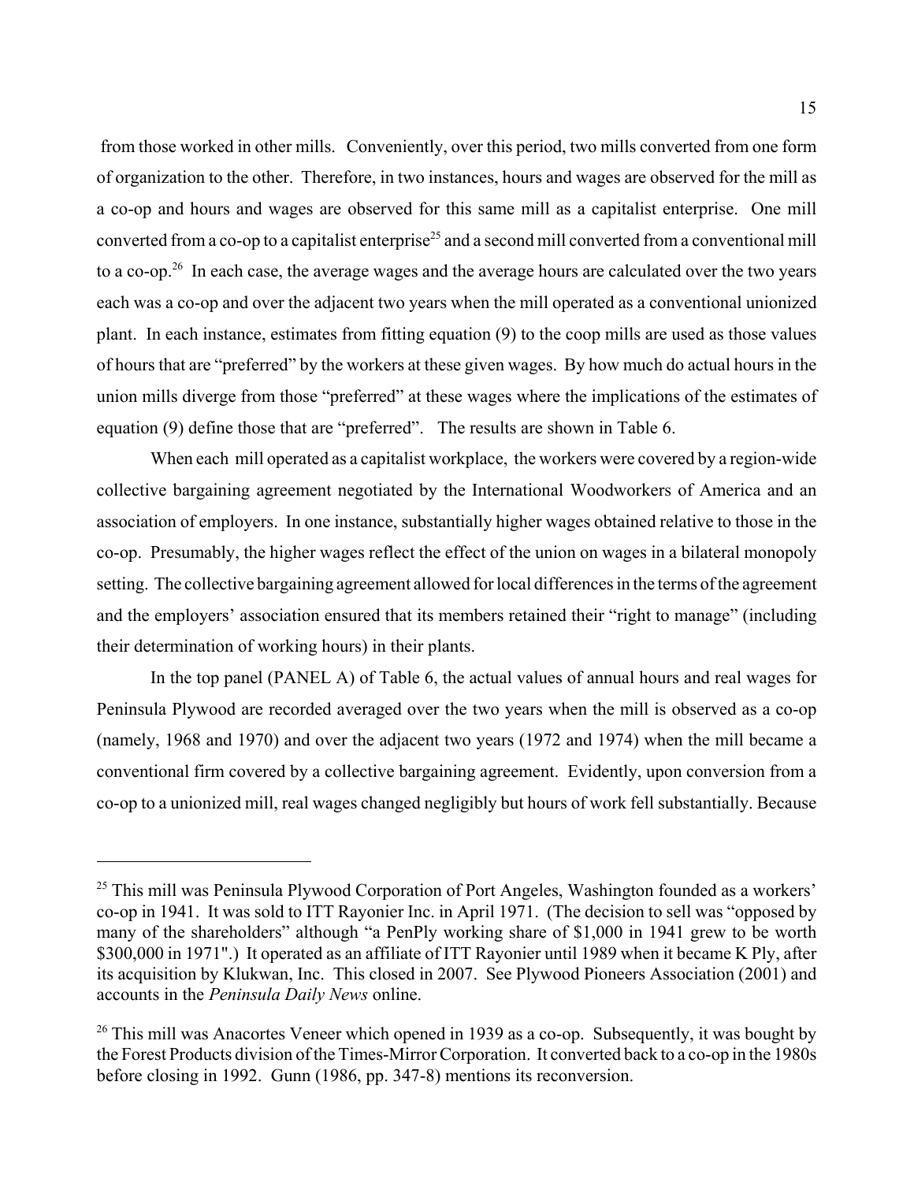from those worked in other mills. Conveniently, over this period, two mills converted from one form of organization to the other. Therefore, in two instances, hours and wages are observed for the mill as a co-op and hours and wages are observed for this same mill as a capitalist enterprise. One mill converted from a co-op to a capitalist enterprise[25] and a second mill converted from a conventional mill to a co-op.[26] In each case, the average wages and the average hours are calculated over the two years each was a co-op and over the adjacent two years when the mill operated as a conventional unionized plant. In each instance, estimates from fitting equation (9) to the coop mills are used as those values of hours that are "preferred" by the workers at these given wages. By how much do actual hours in the union mills diverge from those "preferred" at these wages where the implications of the estimates of equation (9) define those that are "preferred". The results are shown in Table 6.

When each mill operated as a capitalist workplace, the workers were covered by a region-wide collective bargaining agreement negotiated by the International Woodworkers of America and an association of employers. In one instance, substantially higher wages obtained relative to those in the co-op. Presumably, the higher wages reflect the effect of the union on wages in a bilateral monopoly setting. The collective bargaining agreement allowed for local differences in the terms of the agreement and the employers' association ensured that its members retained their "right to manage" (including their determination of working hours) in their plants.

In the top panel (PANEL A) of Table 6, the actual values of annual hours and real wages for Peninsula Plywood are recorded averaged over the two years when the mill is observed as a co-op (namely, 1968 and 1970) and over the adjacent two years (1972 and 1974) when the mill became a conventional firm covered by a collective bargaining agreement. Evidently, upon conversion from a co-op to a unionized mill, real wages changed negligibly but hours of work fell substantially. Because

---

[25] This mill was Peninsula Plywood Corporation of Port Angeles, Washington founded as a workers' co-op in 1941. It was sold to ITT Rayonier Inc. in April 1971. (The decision to sell was "opposed by many of the shareholders" although "a PenPly working share of $1,000 in 1941 grew to be worth $300,000 in 1971".) It operated as an affiliate of ITT Rayonier until 1989 when it became K Ply, after its acquisition by Klukwan, Inc. This closed in 2007. See Plywood Pioneers Association (2001) and accounts in the *Peninsula Daily News* online.

[26] This mill was Anacortes Veneer which opened in 1939 as a co-op. Subsequently, it was bought by the Forest Products division of the Times-Mirror Corporation. It converted back to a co-op in the 1980s before closing in 1992. Gunn (1986, pp. 347-8) mentions its reconversion.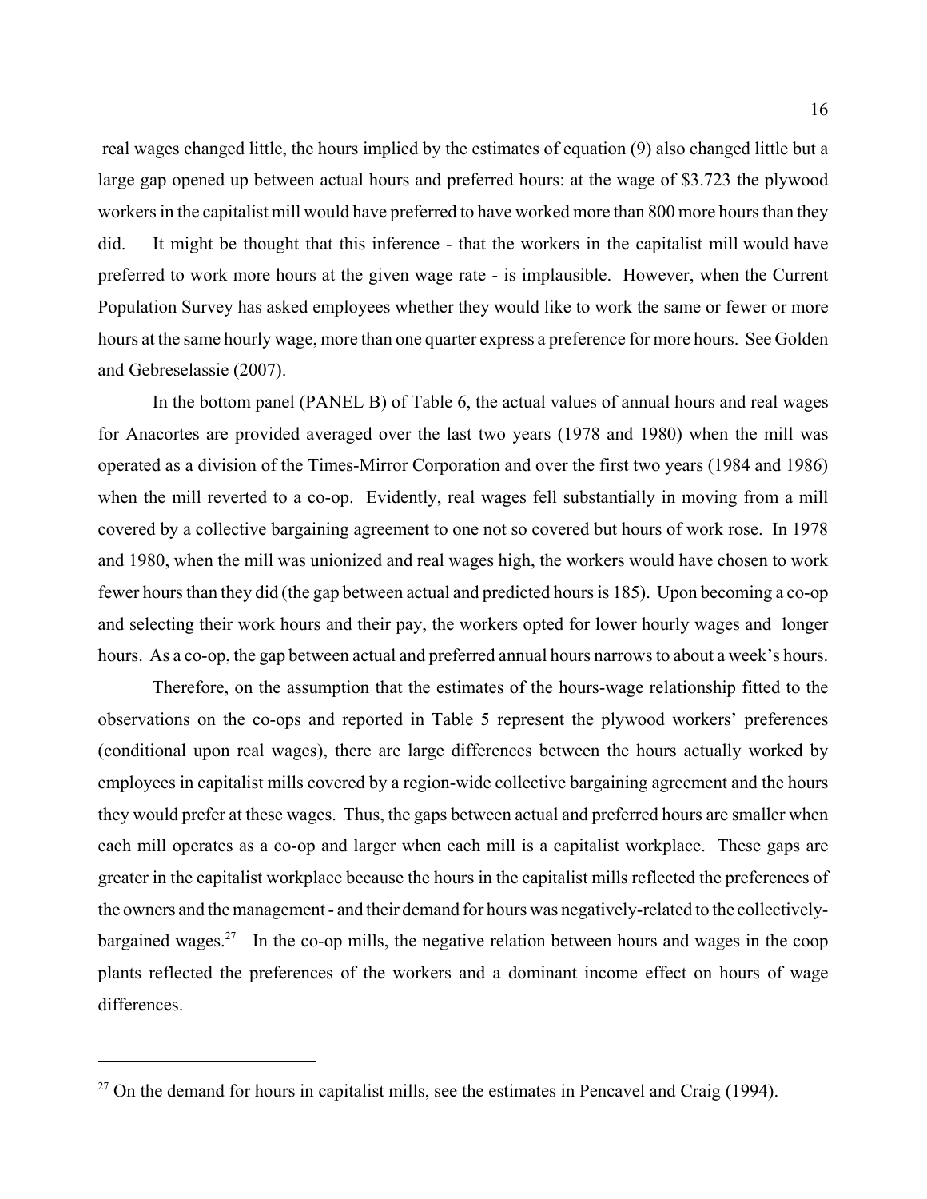real wages changed little, the hours implied by the estimates of equation (9) also changed little but a large gap opened up between actual hours and preferred hours: at the wage of \$3.723 the plywood workers in the capitalist mill would have preferred to have worked more than 800 more hours than they did. It might be thought that this inference - that the workers in the capitalist mill would have preferred to work more hours at the given wage rate - is implausible. However, when the Current Population Survey has asked employees whether they would like to work the same or fewer or more hours at the same hourly wage, more than one quarter express a preference for more hours. See Golden and Gebreselassie (2007).

In the bottom panel (PANEL B) of Table 6, the actual values of annual hours and real wages for Anacortes are provided averaged over the last two years (1978 and 1980) when the mill was operated as a division of the Times-Mirror Corporation and over the first two years (1984 and 1986) when the mill reverted to a co-op. Evidently, real wages fell substantially in moving from a mill covered by a collective bargaining agreement to one not so covered but hours of work rose. In 1978 and 1980, when the mill was unionized and real wages high, the workers would have chosen to work fewer hours than they did (the gap between actual and predicted hours is 185). Upon becoming a co-op and selecting their work hours and their pay, the workers opted for lower hourly wages and longer hours. As a co-op, the gap between actual and preferred annual hours narrows to about a week's hours.

Therefore, on the assumption that the estimates of the hours-wage relationship fitted to the observations on the co-ops and reported in Table 5 represent the plywood workers' preferences (conditional upon real wages), there are large differences between the hours actually worked by employees in capitalist mills covered by a region-wide collective bargaining agreement and the hours they would prefer at these wages. Thus, the gaps between actual and preferred hours are smaller when each mill operates as a co-op and larger when each mill is a capitalist workplace. These gaps are greater in the capitalist workplace because the hours in the capitalist mills reflected the preferences of the owners and the management - and their demand for hours was negatively-related to the collectively-bargained wages.[27] In the co-op mills, the negative relation between hours and wages in the coop plants reflected the preferences of the workers and a dominant income effect on hours of wage differences.

---

[27] On the demand for hours in capitalist mills, see the estimates in Pencavel and Craig (1994).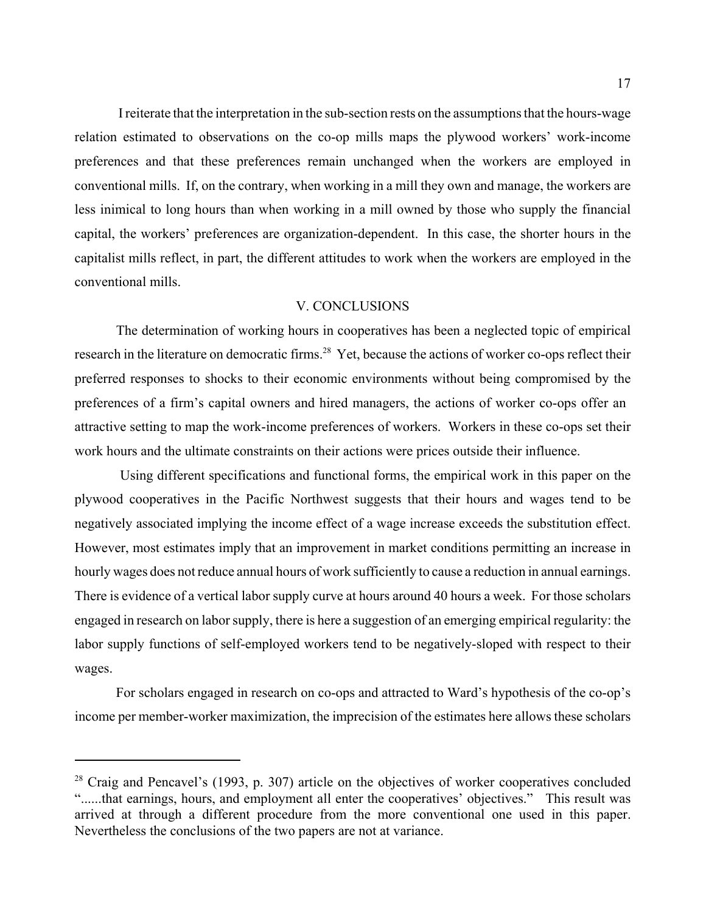I reiterate that the interpretation in the sub-section rests on the assumptions that the hours-wage relation estimated to observations on the co-op mills maps the plywood workers' work-income preferences and that these preferences remain unchanged when the workers are employed in conventional mills. If, on the contrary, when working in a mill they own and manage, the workers are less inimical to long hours than when working in a mill owned by those who supply the financial capital, the workers' preferences are organization-dependent. In this case, the shorter hours in the capitalist mills reflect, in part, the different attitudes to work when the workers are employed in the conventional mills.

## V. CONCLUSIONS

The determination of working hours in cooperatives has been a neglected topic of empirical research in the literature on democratic firms.[28] Yet, because the actions of worker co-ops reflect their preferred responses to shocks to their economic environments without being compromised by the preferences of a firm's capital owners and hired managers, the actions of worker co-ops offer an attractive setting to map the work-income preferences of workers. Workers in these co-ops set their work hours and the ultimate constraints on their actions were prices outside their influence.

Using different specifications and functional forms, the empirical work in this paper on the plywood cooperatives in the Pacific Northwest suggests that their hours and wages tend to be negatively associated implying the income effect of a wage increase exceeds the substitution effect. However, most estimates imply that an improvement in market conditions permitting an increase in hourly wages does not reduce annual hours of work sufficiently to cause a reduction in annual earnings. There is evidence of a vertical labor supply curve at hours around 40 hours a week. For those scholars engaged in research on labor supply, there is here a suggestion of an emerging empirical regularity: the labor supply functions of self-employed workers tend to be negatively-sloped with respect to their wages.

For scholars engaged in research on co-ops and attracted to Ward's hypothesis of the co-op's income per member-worker maximization, the imprecision of the estimates here allows these scholars

---

[28] Craig and Pencavel's (1993, p. 307) article on the objectives of worker cooperatives concluded "......that earnings, hours, and employment all enter the cooperatives' objectives." This result was arrived at through a different procedure from the more conventional one used in this paper. Nevertheless the conclusions of the two papers are not at variance.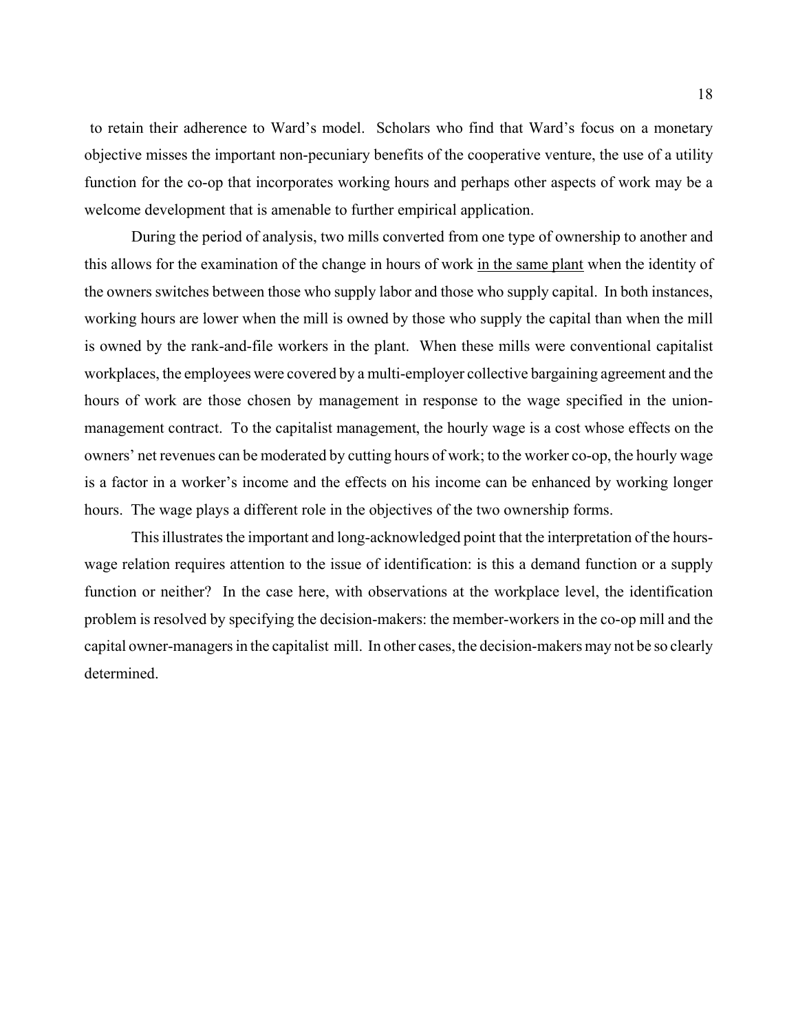to retain their adherence to Ward's model. Scholars who find that Ward's focus on a monetary objective misses the important non-pecuniary benefits of the cooperative venture, the use of a utility function for the co-op that incorporates working hours and perhaps other aspects of work may be a welcome development that is amenable to further empirical application.

During the period of analysis, two mills converted from one type of ownership to another and this allows for the examination of the change in hours of work in the same plant when the identity of the owners switches between those who supply labor and those who supply capital. In both instances, working hours are lower when the mill is owned by those who supply the capital than when the mill is owned by the rank-and-file workers in the plant. When these mills were conventional capitalist workplaces, the employees were covered by a multi-employer collective bargaining agreement and the hours of work are those chosen by management in response to the wage specified in the union-management contract. To the capitalist management, the hourly wage is a cost whose effects on the owners' net revenues can be moderated by cutting hours of work; to the worker co-op, the hourly wage is a factor in a worker's income and the effects on his income can be enhanced by working longer hours. The wage plays a different role in the objectives of the two ownership forms.

This illustrates the important and long-acknowledged point that the interpretation of the hours-wage relation requires attention to the issue of identification: is this a demand function or a supply function or neither? In the case here, with observations at the workplace level, the identification problem is resolved by specifying the decision-makers: the member-workers in the co-op mill and the capital owner-managers in the capitalist mill. In other cases, the decision-makers may not be so clearly determined.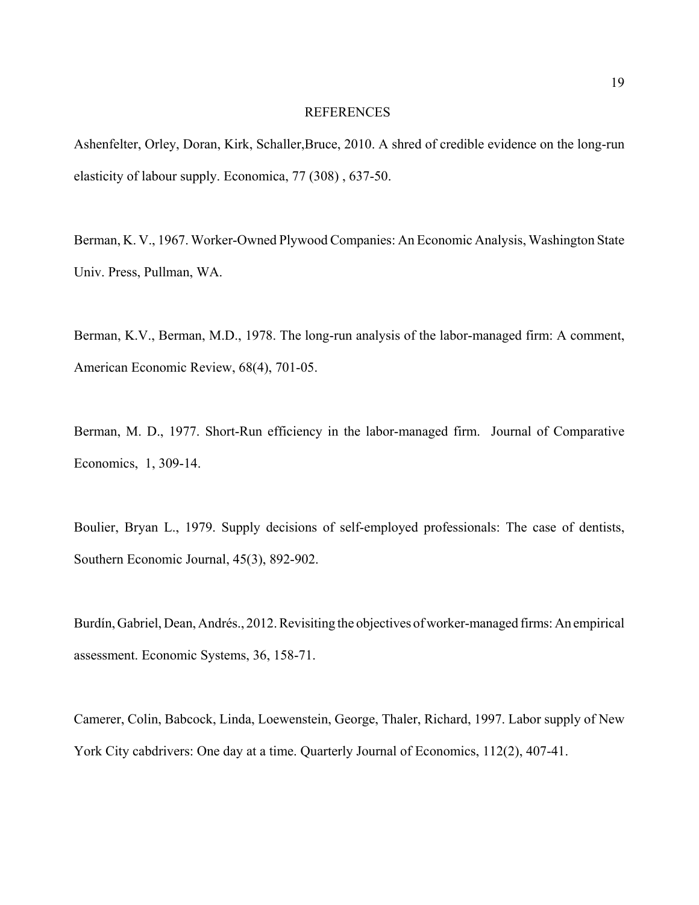## REFERENCES

Ashenfelter, Orley, Doran, Kirk, Schaller,Bruce, 2010. A shred of credible evidence on the long-run elasticity of labour supply. Economica, 77 (308) , 637-50.

Berman, K. V., 1967. Worker-Owned Plywood Companies: An Economic Analysis, Washington State Univ. Press, Pullman, WA.

Berman, K.V., Berman, M.D., 1978. The long-run analysis of the labor-managed firm: A comment, American Economic Review, 68(4), 701-05.

Berman, M. D., 1977. Short-Run efficiency in the labor-managed firm. Journal of Comparative Economics, 1, 309-14.

Boulier, Bryan L., 1979. Supply decisions of self-employed professionals: The case of dentists, Southern Economic Journal, 45(3), 892-902.

Burdín, Gabriel, Dean, Andrés., 2012. Revisiting the objectives of worker-managed firms: An empirical assessment. Economic Systems, 36, 158-71.

Camerer, Colin, Babcock, Linda, Loewenstein, George, Thaler, Richard, 1997. Labor supply of New York City cabdrivers: One day at a time. Quarterly Journal of Economics, 112(2), 407-41.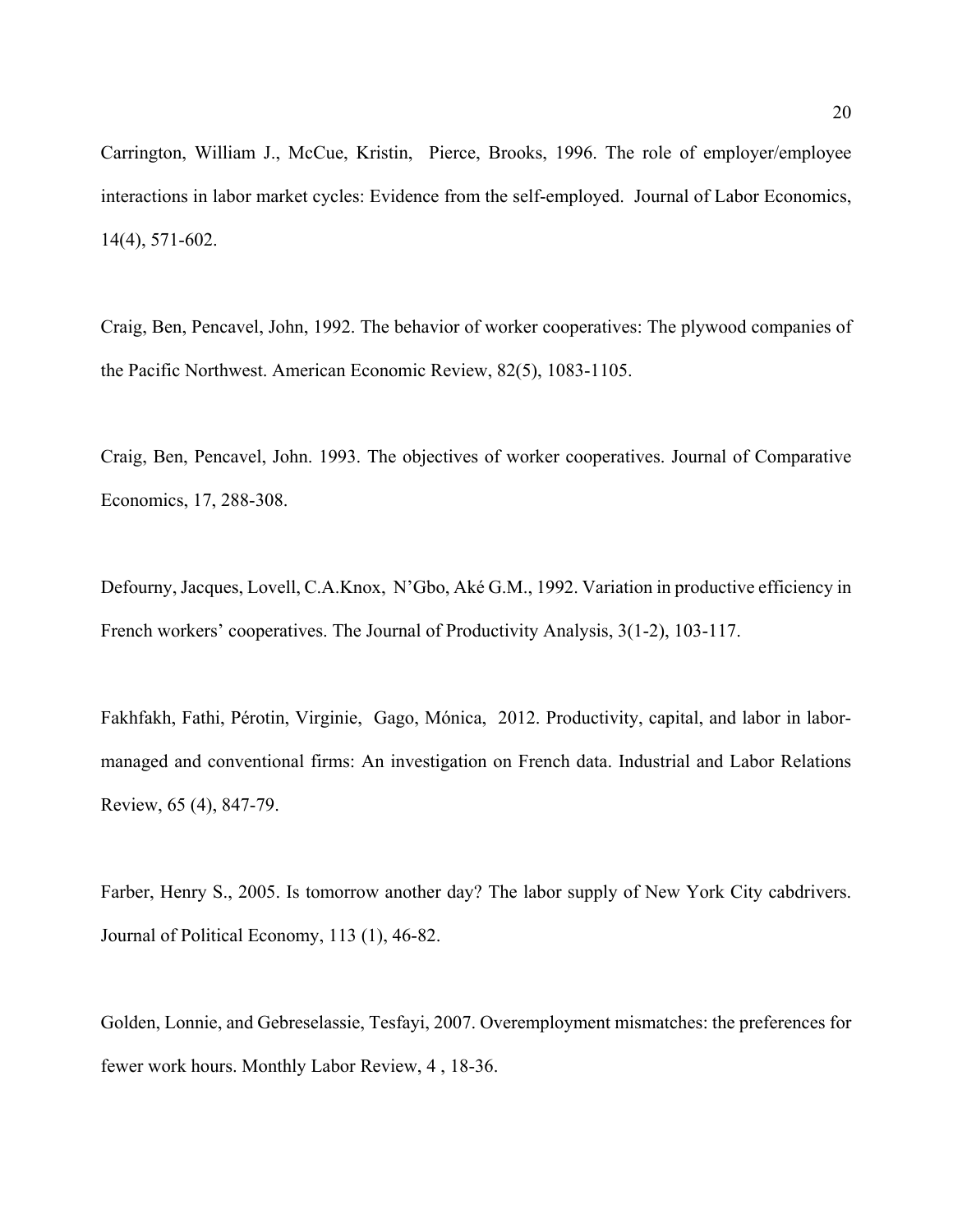Carrington, William J., McCue, Kristin, Pierce, Brooks, 1996. The role of employer/employee interactions in labor market cycles: Evidence from the self-employed. Journal of Labor Economics, 14(4), 571-602.

Craig, Ben, Pencavel, John, 1992. The behavior of worker cooperatives: The plywood companies of the Pacific Northwest. American Economic Review, 82(5), 1083-1105.

Craig, Ben, Pencavel, John. 1993. The objectives of worker cooperatives. Journal of Comparative Economics, 17, 288-308.

Defourny, Jacques, Lovell, C.A.Knox, N'Gbo, Aké G.M., 1992. Variation in productive efficiency in French workers' cooperatives. The Journal of Productivity Analysis, 3(1-2), 103-117.

Fakhfakh, Fathi, Pérotin, Virginie, Gago, Mónica, 2012. Productivity, capital, and labor in labor-managed and conventional firms: An investigation on French data. Industrial and Labor Relations Review, 65 (4), 847-79.

Farber, Henry S., 2005. Is tomorrow another day? The labor supply of New York City cabdrivers. Journal of Political Economy, 113 (1), 46-82.

Golden, Lonnie, and Gebreselassie, Tesfayi, 2007. Overemployment mismatches: the preferences for fewer work hours. Monthly Labor Review, 4 , 18-36.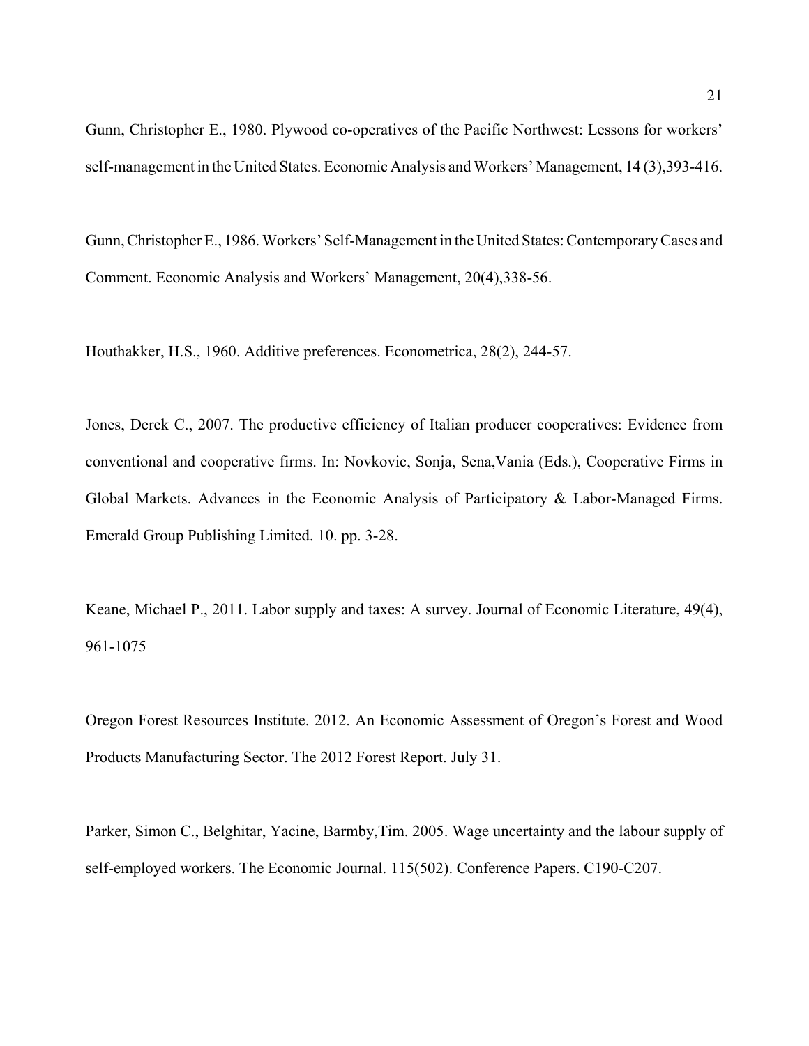Gunn, Christopher E., 1980. Plywood co-operatives of the Pacific Northwest: Lessons for workers' self-management in the United States. Economic Analysis and Workers' Management, 14 (3),393-416.

Gunn, Christopher E., 1986. Workers' Self-Management in the United States: Contemporary Cases and Comment. Economic Analysis and Workers' Management, 20(4),338-56.

Houthakker, H.S., 1960. Additive preferences. Econometrica, 28(2), 244-57.

Jones, Derek C., 2007. The productive efficiency of Italian producer cooperatives: Evidence from conventional and cooperative firms. In: Novkovic, Sonja, Sena,Vania (Eds.), Cooperative Firms in Global Markets. Advances in the Economic Analysis of Participatory & Labor-Managed Firms. Emerald Group Publishing Limited. 10. pp. 3-28.

Keane, Michael P., 2011. Labor supply and taxes: A survey. Journal of Economic Literature, 49(4), 961-1075

Oregon Forest Resources Institute. 2012. An Economic Assessment of Oregon's Forest and Wood Products Manufacturing Sector. The 2012 Forest Report. July 31.

Parker, Simon C., Belghitar, Yacine, Barmby,Tim. 2005. Wage uncertainty and the labour supply of self-employed workers. The Economic Journal. 115(502). Conference Papers. C190-C207.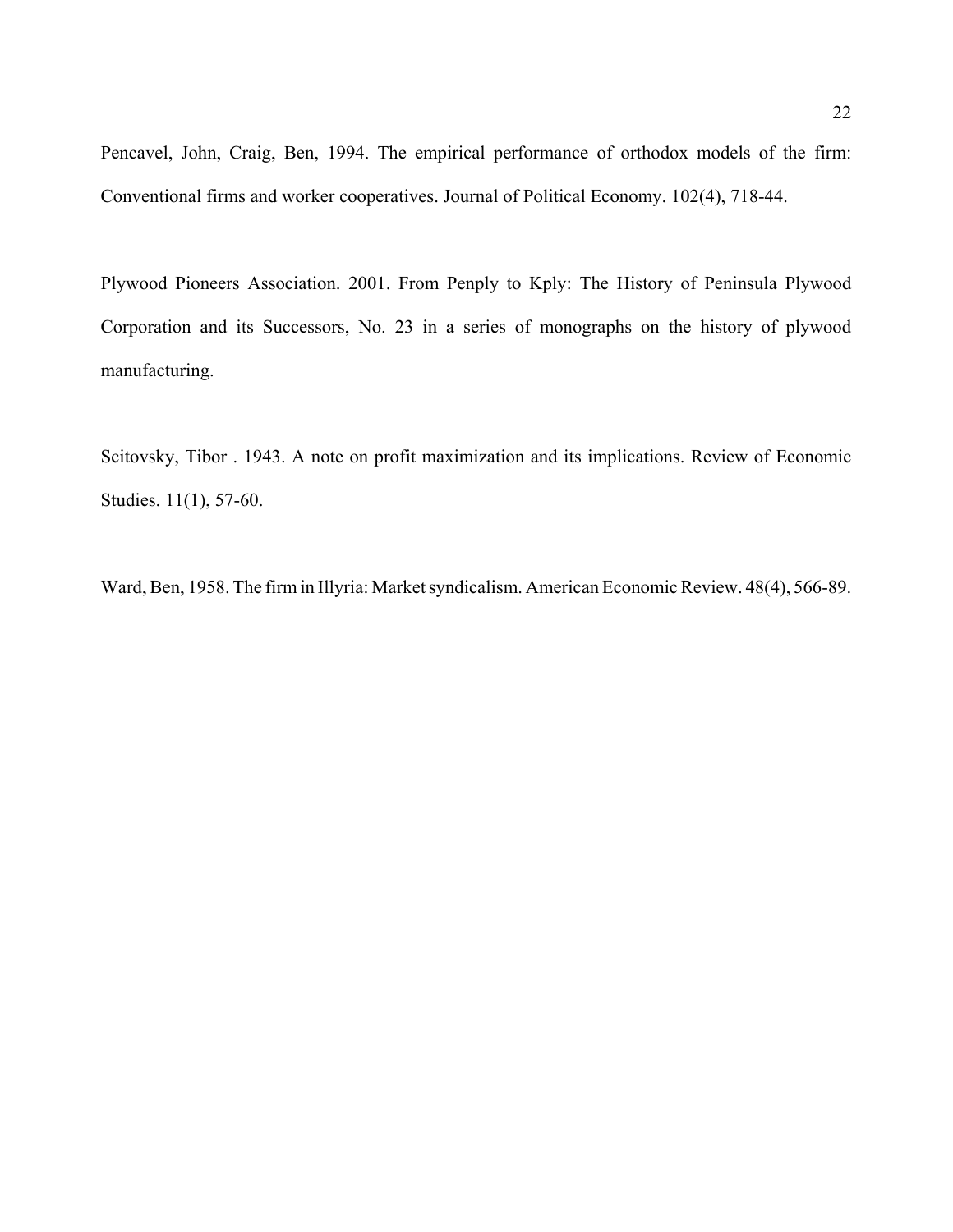Pencavel, John, Craig, Ben, 1994. The empirical performance of orthodox models of the firm: Conventional firms and worker cooperatives. Journal of Political Economy. 102(4), 718-44.

Plywood Pioneers Association. 2001. From Penply to Kply: The History of Peninsula Plywood Corporation and its Successors, No. 23 in a series of monographs on the history of plywood manufacturing.

Scitovsky, Tibor . 1943. A note on profit maximization and its implications. Review of Economic Studies. 11(1), 57-60.

Ward, Ben, 1958. The firm in Illyria: Market syndicalism. American Economic Review. 48(4), 566-89.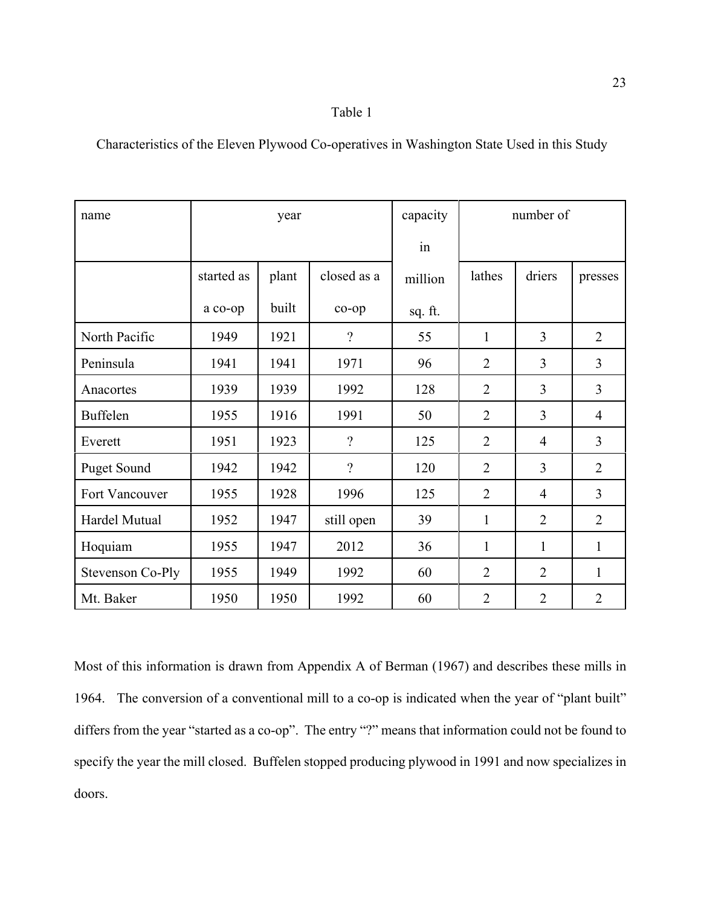Table 1

Characteristics of the Eleven Plywood Co-operatives in Washington State Used in this Study

| name | year | | | capacity in million sq. ft. | number of | | |
|---|---|---|---|---|---|---|---|
| | started as a co-op | plant built | closed as a co-op | | lathes | driers | presses |
| North Pacific | 1949 | 1921 | ? | 55 | 1 | 3 | 2 |
| Peninsula | 1941 | 1941 | 1971 | 96 | 2 | 3 | 3 |
| Anacortes | 1939 | 1939 | 1992 | 128 | 2 | 3 | 3 |
| Buffelen | 1955 | 1916 | 1991 | 50 | 2 | 3 | 4 |
| Everett | 1951 | 1923 | ? | 125 | 2 | 4 | 3 |
| Puget Sound | 1942 | 1942 | ? | 120 | 2 | 3 | 2 |
| Fort Vancouver | 1955 | 1928 | 1996 | 125 | 2 | 4 | 3 |
| Hardel Mutual | 1952 | 1947 | still open | 39 | 1 | 2 | 2 |
| Hoquiam | 1955 | 1947 | 2012 | 36 | 1 | 1 | 1 |
| Stevenson Co-Ply | 1955 | 1949 | 1992 | 60 | 2 | 2 | 1 |
| Mt. Baker | 1950 | 1950 | 1992 | 60 | 2 | 2 | 2 |

Most of this information is drawn from Appendix A of Berman (1967) and describes these mills in 1964. The conversion of a conventional mill to a co-op is indicated when the year of "plant built" differs from the year "started as a co-op". The entry "?" means that information could not be found to specify the year the mill closed. Buffelen stopped producing plywood in 1991 and now specializes in doors.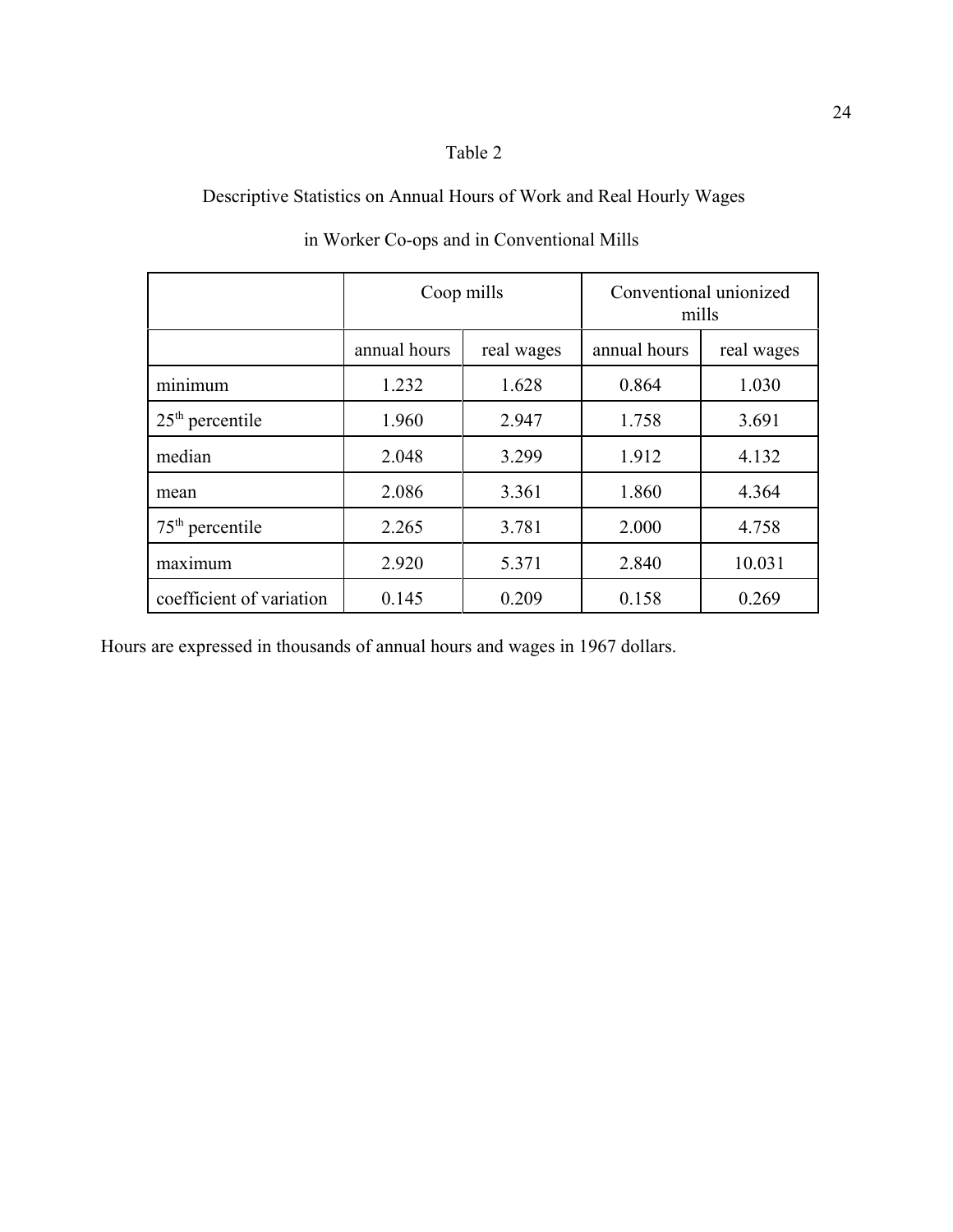Table 2

Descriptive Statistics on Annual Hours of Work and Real Hourly Wages

in Worker Co-ops and in Conventional Mills

| | Coop mills | | Conventional unionized mills | |
|---|---|---|---|---|
| | annual hours | real wages | annual hours | real wages |
| minimum | 1.232 | 1.628 | 0.864 | 1.030 |
| 25th percentile | 1.960 | 2.947 | 1.758 | 3.691 |
| median | 2.048 | 3.299 | 1.912 | 4.132 |
| mean | 2.086 | 3.361 | 1.860 | 4.364 |
| 75th percentile | 2.265 | 3.781 | 2.000 | 4.758 |
| maximum | 2.920 | 5.371 | 2.840 | 10.031 |
| coefficient of variation | 0.145 | 0.209 | 0.158 | 0.269 |

Hours are expressed in thousands of annual hours and wages in 1967 dollars.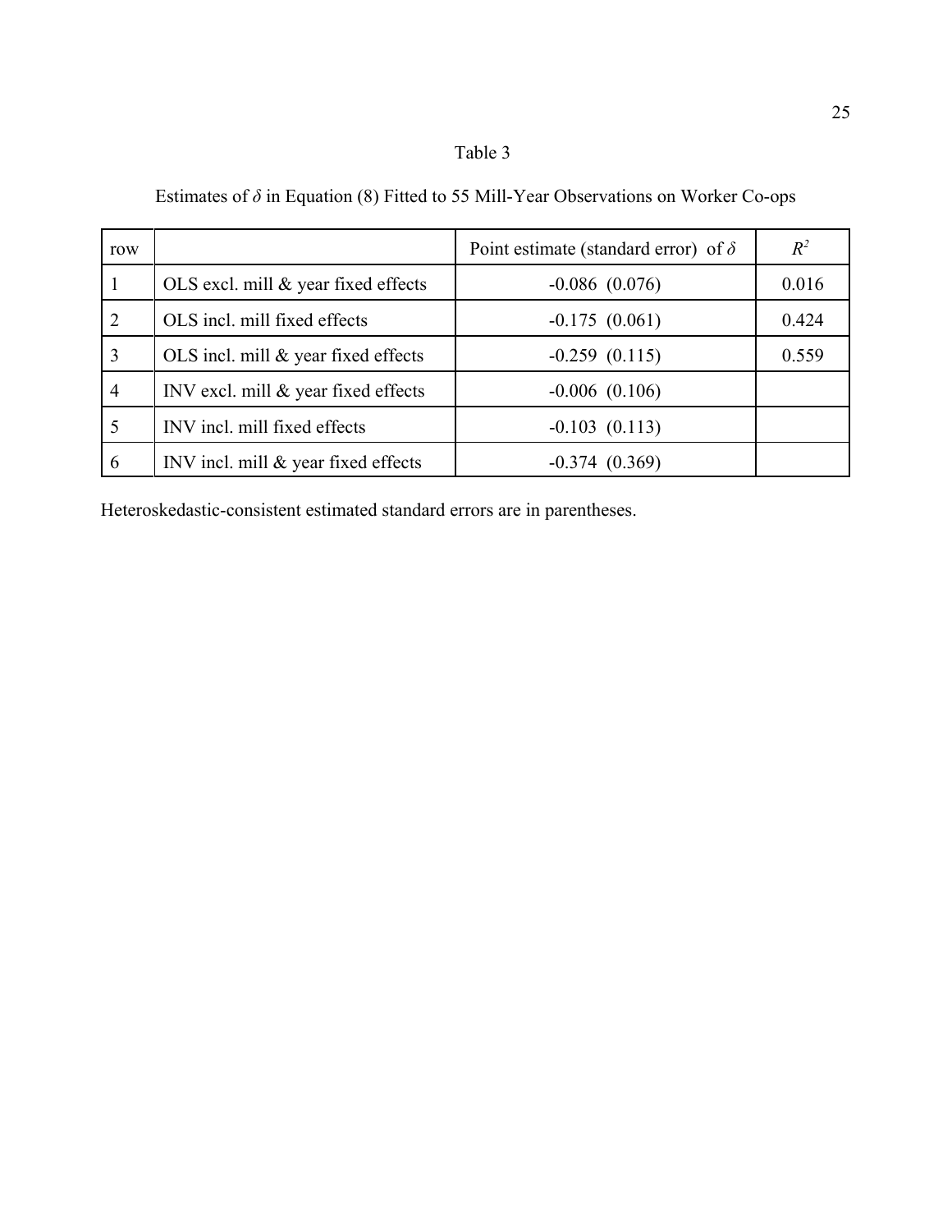Table 3

Estimates of $\delta$ in Equation (8) Fitted to 55 Mill-Year Observations on Worker Co-ops

| row | | Point estimate (standard error) of $\delta$ | $R^2$ |
|---|---|---|---|
| 1 | OLS excl. mill & year fixed effects | -0.086 (0.076) | 0.016 |
| 2 | OLS incl. mill fixed effects | -0.175 (0.061) | 0.424 |
| 3 | OLS incl. mill & year fixed effects | -0.259 (0.115) | 0.559 |
| 4 | INV excl. mill & year fixed effects | -0.006 (0.106) | |
| 5 | INV incl. mill fixed effects | -0.103 (0.113) | |
| 6 | INV incl. mill & year fixed effects | -0.374 (0.369) | |

Heteroskedastic-consistent estimated standard errors are in parentheses.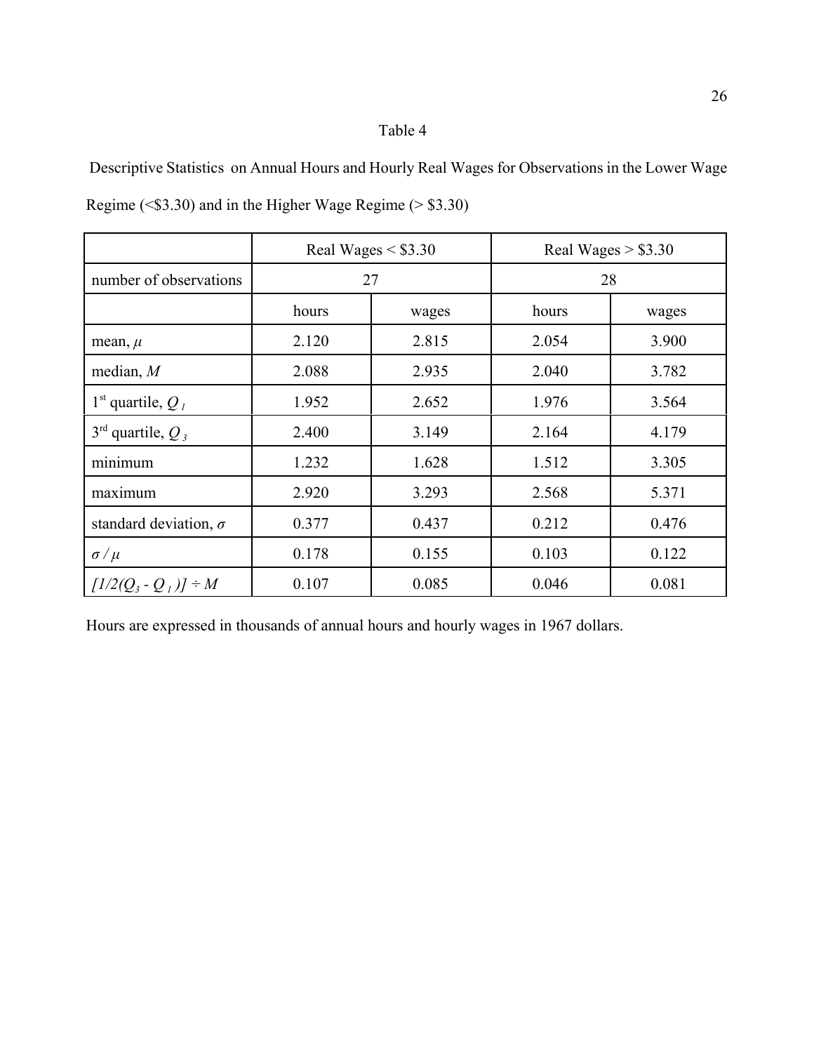Table 4

Descriptive Statistics on Annual Hours and Hourly Real Wages for Observations in the Lower Wage Regime (<$3.30) and in the Higher Wage Regime (> $3.30)

| | Real Wages < $3.30 | | Real Wages > $3.30 | |
|---|---|---|---|---|
| number of observations | 27 | | 28 | |
| | hours | wages | hours | wages |
| mean, $\mu$ | 2.120 | 2.815 | 2.054 | 3.900 |
| median, $M$ | 2.088 | 2.935 | 2.040 | 3.782 |
| 1st quartile, $Q_1$ | 1.952 | 2.652 | 1.976 | 3.564 |
| 3rd quartile, $Q_3$ | 2.400 | 3.149 | 2.164 | 4.179 |
| minimum | 1.232 | 1.628 | 1.512 | 3.305 |
| maximum | 2.920 | 3.293 | 2.568 | 5.371 |
| standard deviation, $\sigma$ | 0.377 | 0.437 | 0.212 | 0.476 |
| $\sigma / \mu$ | 0.178 | 0.155 | 0.103 | 0.122 |
| $[1/2(Q_3 - Q_1)] \div M$ | 0.107 | 0.085 | 0.046 | 0.081 |

Hours are expressed in thousands of annual hours and hourly wages in 1967 dollars.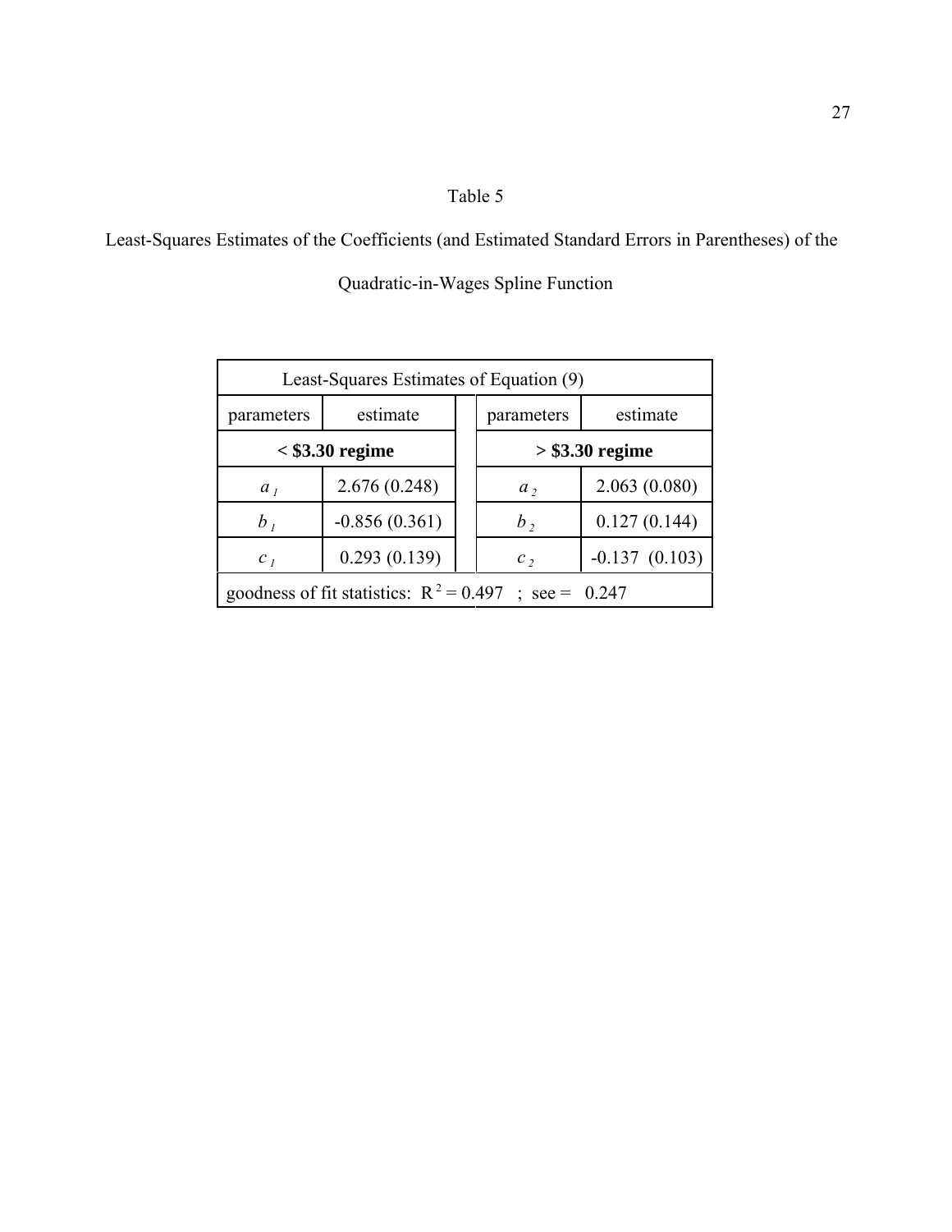Table 5

Least-Squares Estimates of the Coefficients (and Estimated Standard Errors in Parentheses) of the Quadratic-in-Wages Spline Function

| Least-Squares Estimates of Equation (9) | | | | |
|---|---|---|---|---|
| parameters | estimate | | parameters | estimate |
| **< $3.30 regime** | | | **> $3.30 regime** | |
| $a_1$ | 2.676 (0.248) | | $a_2$ | 2.063 (0.080) |
| $b_1$ | -0.856 (0.361) | | $b_2$ | 0.127 (0.144) |
| $c_1$ | 0.293 (0.139) | | $c_2$ | -0.137 (0.103) |
| goodness of fit statistics: $R^2 = 0.497$ ; see = 0.247 | | | | |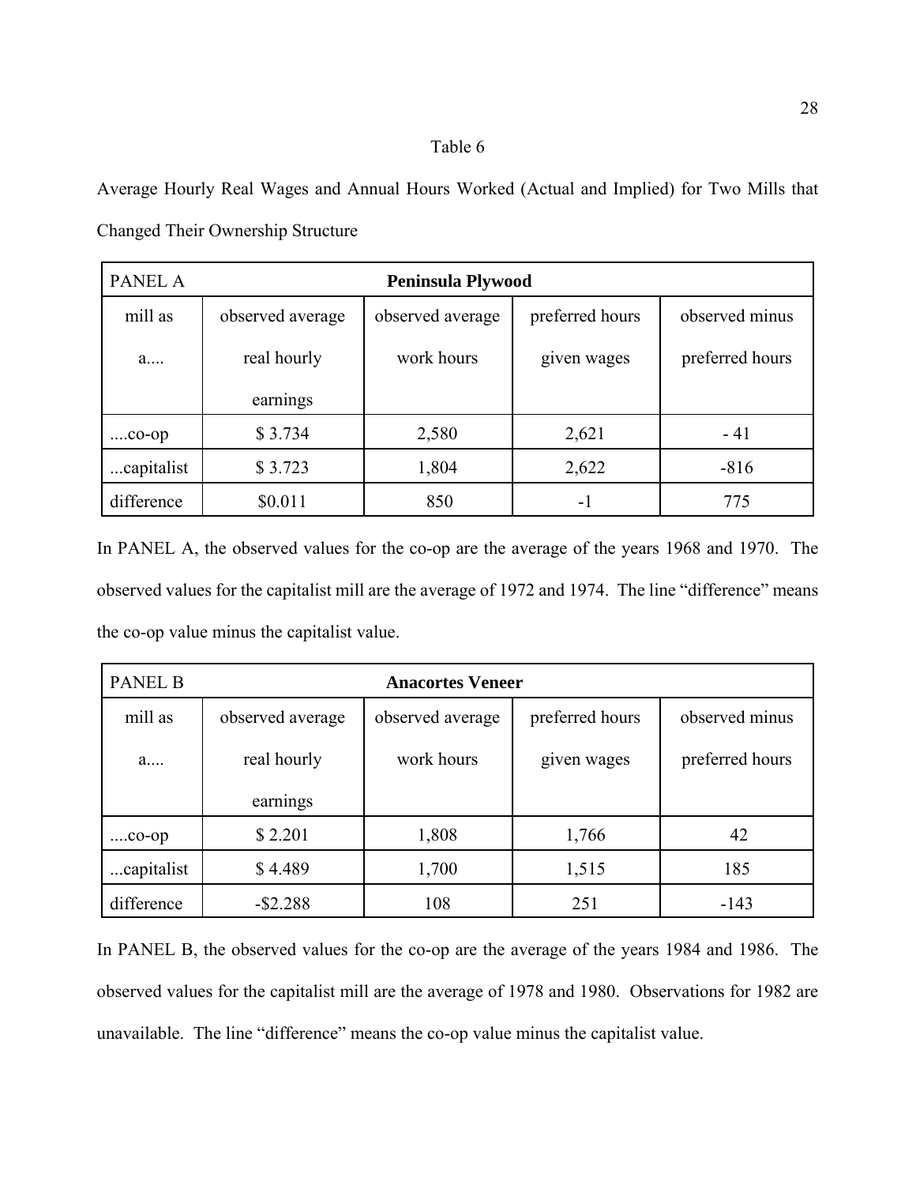Table 6

Average Hourly Real Wages and Annual Hours Worked (Actual and Implied) for Two Mills that Changed Their Ownership Structure

| PANEL A | **Peninsula Plywood** | | | |
|---|---|---|---|---|
| mill as a.... | observed average real hourly earnings | observed average work hours | preferred hours given wages | observed minus preferred hours |
| ....co-op | $ 3.734 | 2,580 | 2,621 | - 41 |
| ...capitalist | $ 3.723 | 1,804 | 2,622 | -816 |
| difference | $0.011 | 850 | -1 | 775 |

In PANEL A, the observed values for the co-op are the average of the years 1968 and 1970. The observed values for the capitalist mill are the average of 1972 and 1974. The line "difference" means the co-op value minus the capitalist value.

| PANEL B | **Anacortes Veneer** | | | |
|---|---|---|---|---|
| mill as a.... | observed average real hourly earnings | observed average work hours | preferred hours given wages | observed minus preferred hours |
| ....co-op | $ 2.201 | 1,808 | 1,766 | 42 |
| ...capitalist | $ 4.489 | 1,700 | 1,515 | 185 |
| difference | -$2.288 | 108 | 251 | -143 |

In PANEL B, the observed values for the co-op are the average of the years 1984 and 1986. The observed values for the capitalist mill are the average of 1978 and 1980. Observations for 1982 are unavailable. The line "difference" means the co-op value minus the capitalist value.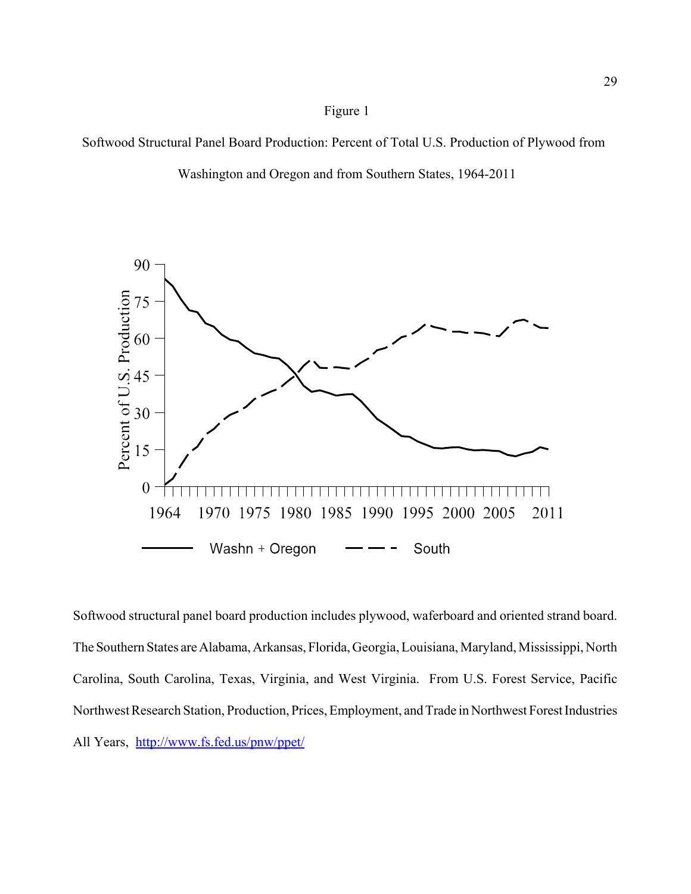Figure 1

Softwood Structural Panel Board Production: Percent of Total U.S. Production of Plywood from Washington and Oregon and from Southern States, 1964-2011

Softwood structural panel board production includes plywood, waferboard and oriented strand board. The Southern States are Alabama, Arkansas, Florida, Georgia, Louisiana, Maryland, Mississippi, North Carolina, South Carolina, Texas, Virginia, and West Virginia. From U.S. Forest Service, Pacific Northwest Research Station, Production, Prices, Employment, and Trade in Northwest Forest Industries All Years, http://www.fs.fed.us/pnw/ppet/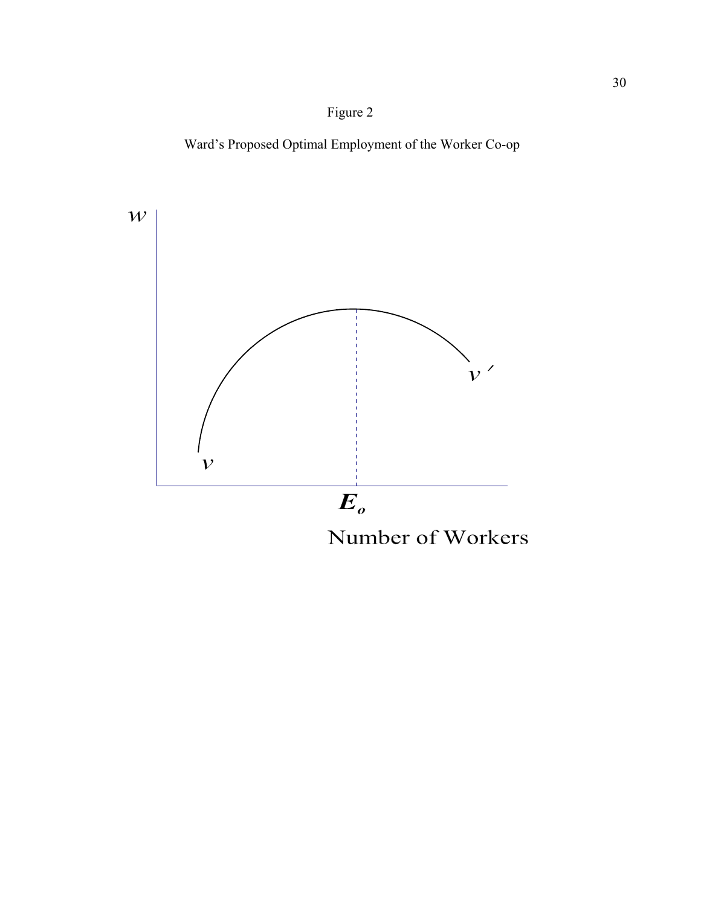Figure 2

Ward's Proposed Optimal Employment of the Worker Co-op

$w$

$v$

$v'$

$E_o$

Number of Workers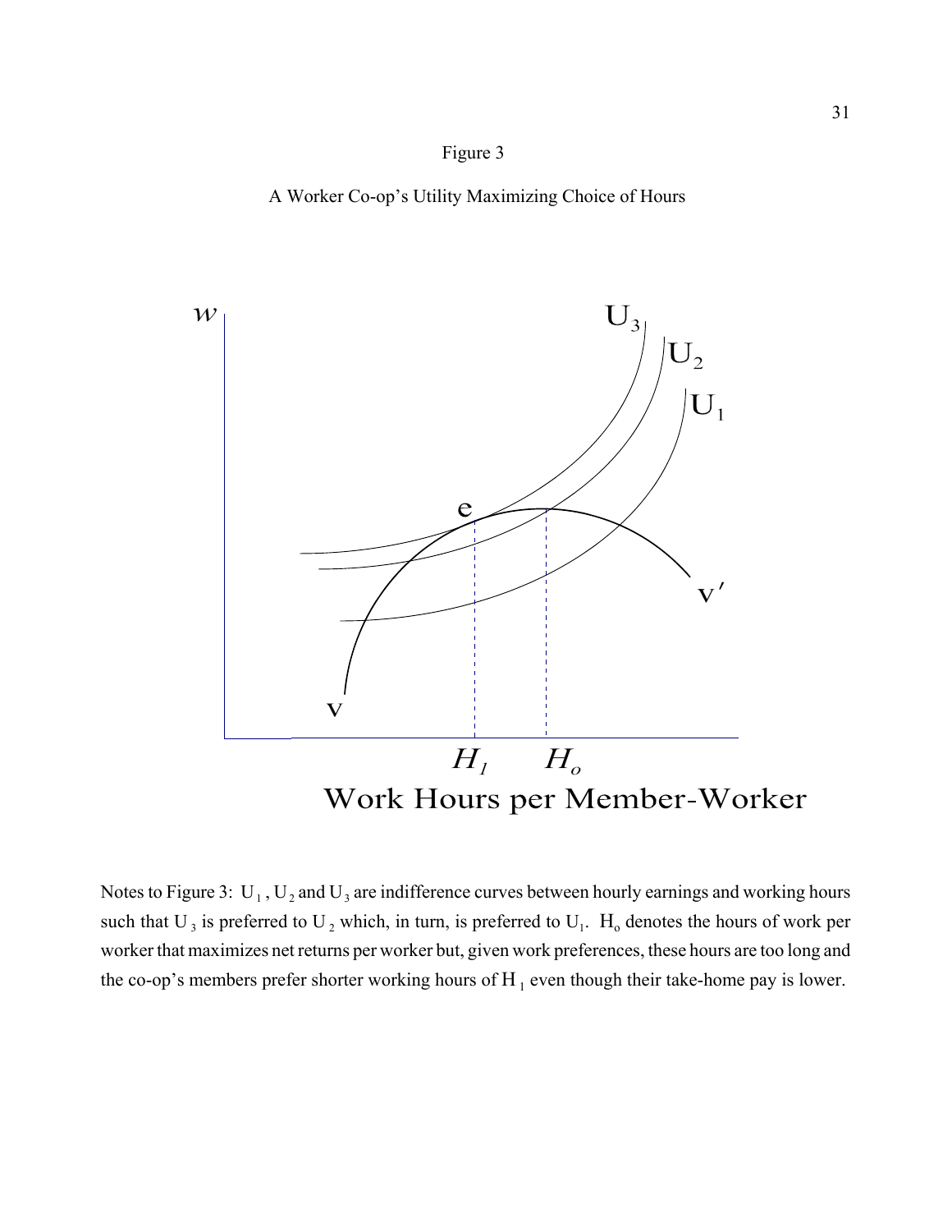Figure 3

A Worker Co-op's Utility Maximizing Choice of Hours

Notes to Figure 3: $U_1$, $U_2$ and $U_3$ are indifference curves between hourly earnings and working hours such that $U_3$ is preferred to $U_2$ which, in turn, is preferred to $U_1$. $H_o$ denotes the hours of work per worker that maximizes net returns per worker but, given work preferences, these hours are too long and the co-op's members prefer shorter working hours of $H_1$ even though their take-home pay is lower.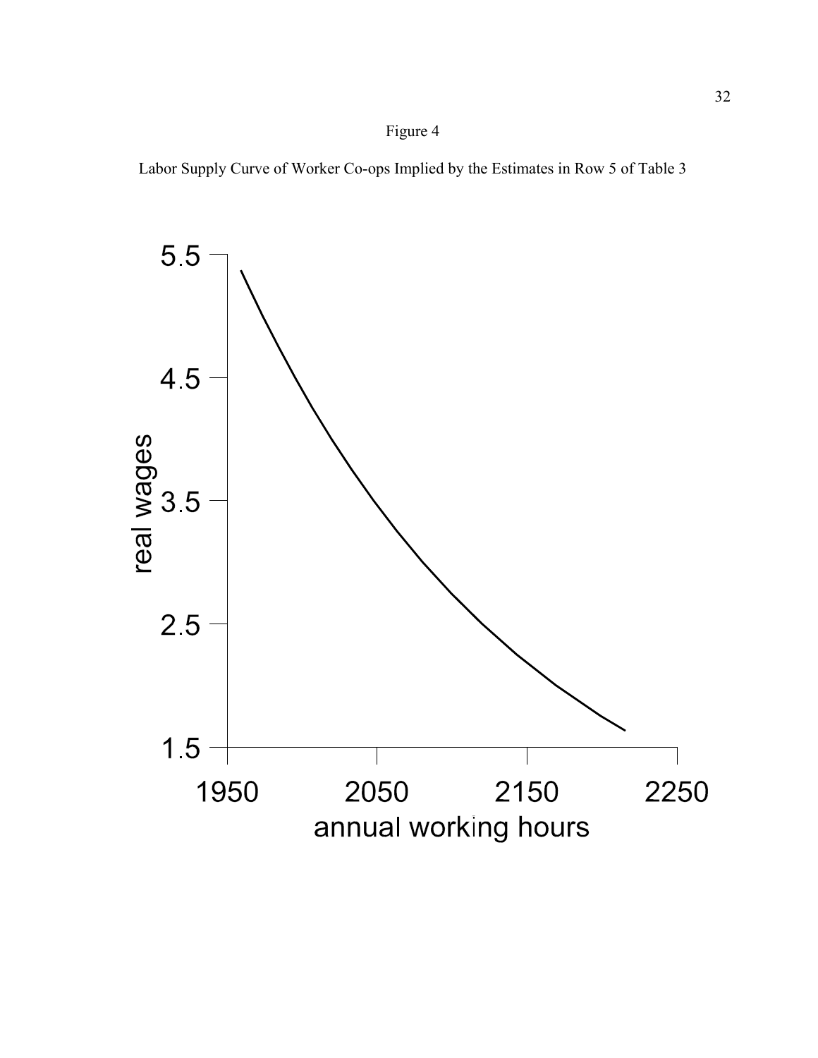Figure 4

Labor Supply Curve of Worker Co-ops Implied by the Estimates in Row 5 of Table 3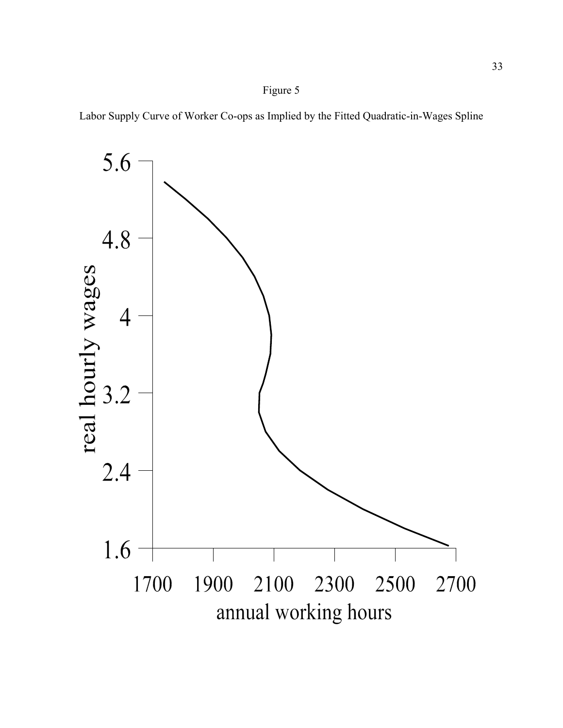Figure 5

Labor Supply Curve of Worker Co-ops as Implied by the Fitted Quadratic-in-Wages Spline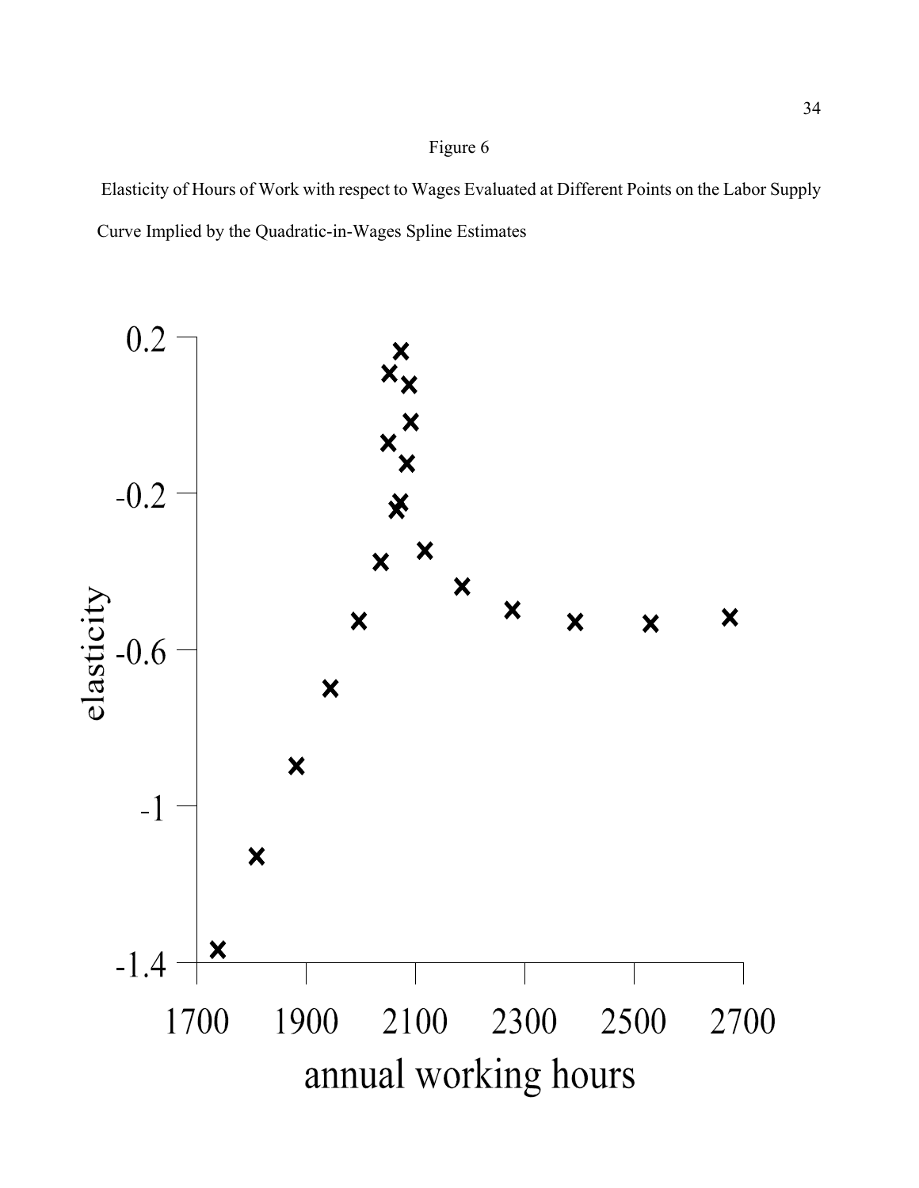Figure 6

Elasticity of Hours of Work with respect to Wages Evaluated at Different Points on the Labor Supply Curve Implied by the Quadratic-in-Wages Spline Estimates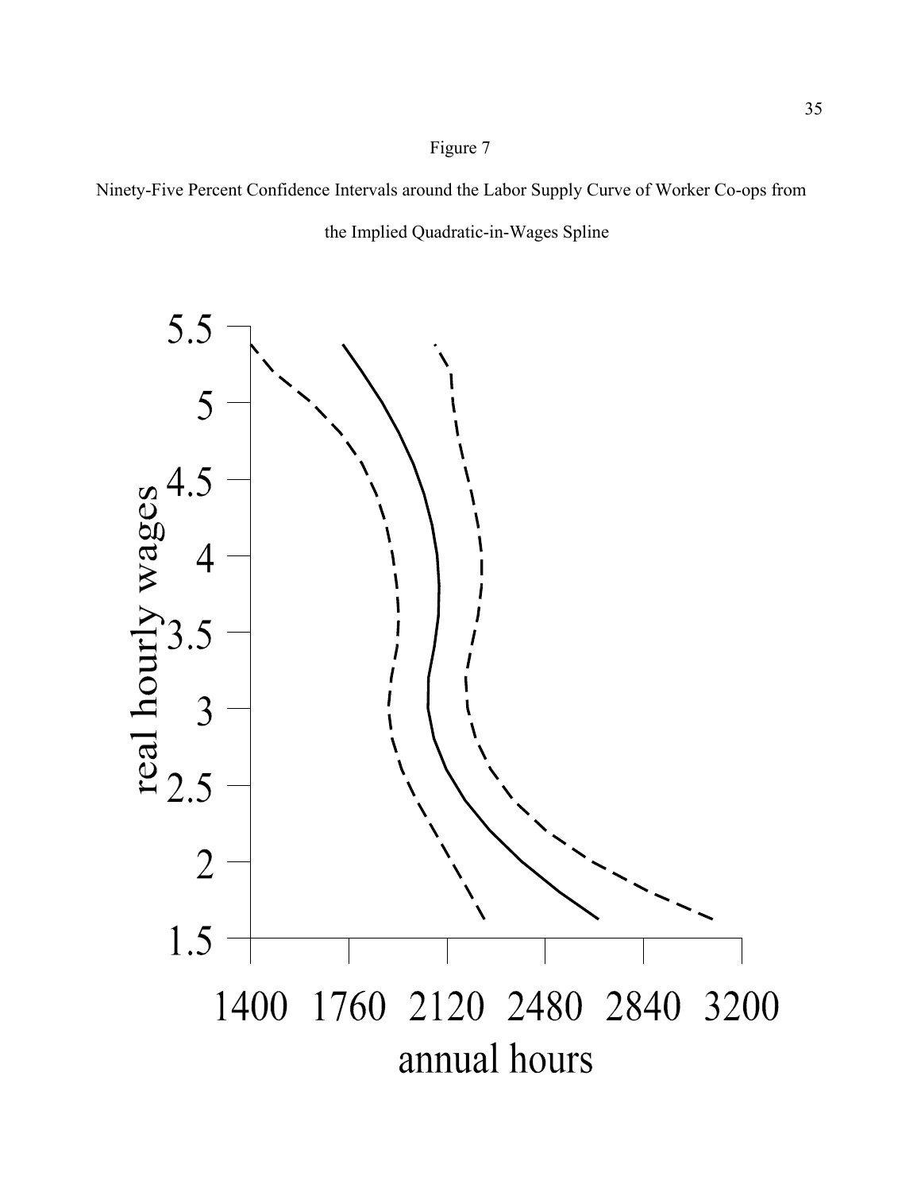Figure 7

Ninety-Five Percent Confidence Intervals around the Labor Supply Curve of Worker Co-ops from the Implied Quadratic-in-Wages Spline

real hourly wages

5.5
5
4.5
4
3.5
3
2.5
2
1.5

1400 1760 2120 2480 2840 3200

annual hours